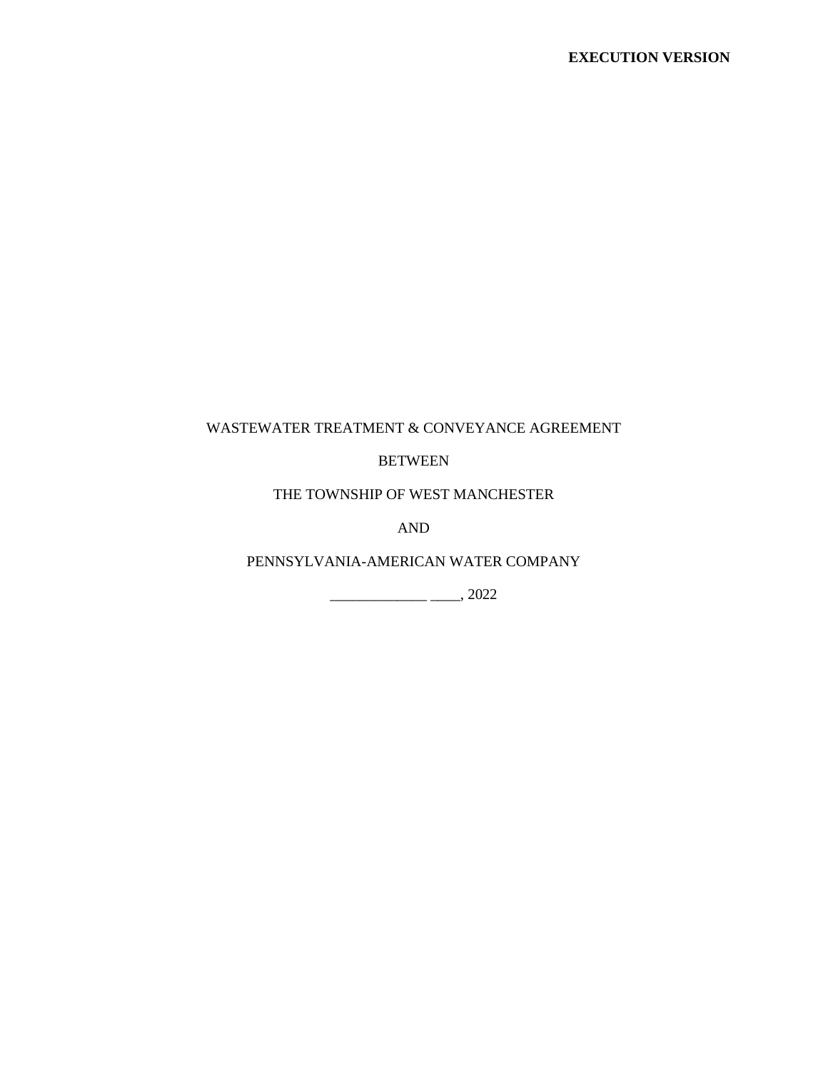**EXECUTION VERSION**

WASTEWATER TREATMENT & CONVEYANCE AGREEMENT

BETWEEN

THE TOWNSHIP OF WEST MANCHESTER

AND

PENNSYLVANIA-AMERICAN WATER COMPANY

_____________ ____, 2022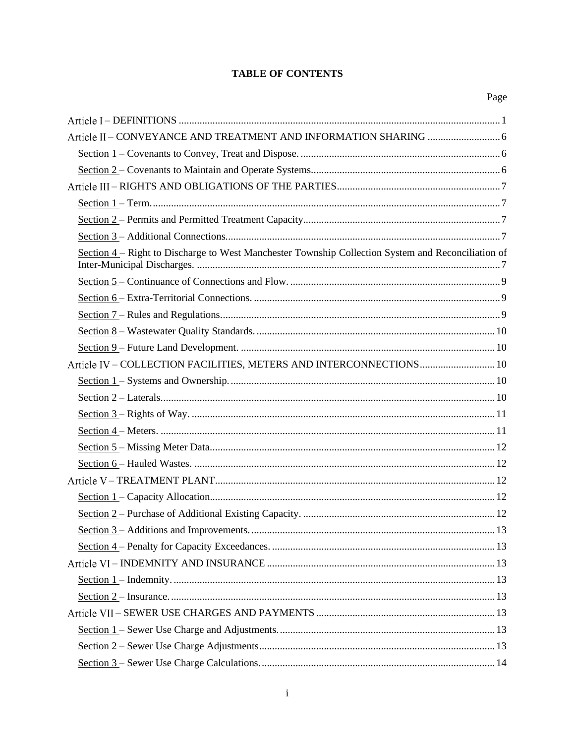# TABLE OF CONTENTS

Page

Article I – DEFINITIONS ........................................................................................................... 1

Article II – CONVEYANCE AND TREATMENT AND INFORMATION SHARING ............................ 6

- Section 1 – Covenants to Convey, Treat and Dispose. ............................................................ 6
- Section 2 – Covenants to Maintain and Operate Systems......................................................... 6

Article III – RIGHTS AND OBLIGATIONS OF THE PARTIES................................................................ 7

- Section 1 – Term........................................................................................................ 7
- Section 2 – Permits and Permitted Treatment Capacity.......................................................... 7
- Section 3 – Additional Connections.......................................................................... 7
- Section 4 – Right to Discharge to West Manchester Township Collection System and Reconciliation of Inter-Municipal Discharges. ...................................................................................... 7
- Section 5 – Continuance of Connections and Flow. ............................................................... 9
- Section 6 – Extra-Territorial Connections. ........................................................................ 9
- Section 7 – Rules and Regulations.................................................................................. 9
- Section 8 – Wastewater Quality Standards. ..................................................................... 10
- Section 9 – Future Land Development. ............................................................................ 10

Article IV – COLLECTION FACILITIES, METERS AND INTERCONNECTIONS............................. 10

- Section 1 – Systems and Ownership. ................................................................................ 10
- Section 2 – Laterals.................................................................................................. 10
- Section 3 – Rights of Way. ......................................................................................... 11
- Section 4 – Meters. .................................................................................................. 11
- Section 5 – Missing Meter Data..................................................................................... 12
- Section 6 – Hauled Wastes. ......................................................................................... 12

Article V – TREATMENT PLANT........................................................................................... 12

- Section 1 – Capacity Allocation..................................................................................... 12
- Section 2 – Purchase of Additional Existing Capacity. ......................................................... 12
- Section 3 – Additions and Improvements. ........................................................................ 13
- Section 4 – Penalty for Capacity Exceedances. .................................................................. 13

Article VI – INDEMNITY AND INSURANCE .......................................................................... 13

- Section 1 – Indemnity. .............................................................................................. 13
- Section 2 – Insurance. .............................................................................................. 13

Article VII – SEWER USE CHARGES AND PAYMENTS ..................................................................... 13

- Section 1 – Sewer Use Charge and Adjustments. ................................................................ 13
- Section 2 – Sewer Use Charge Adjustments...................................................................... 13
- Section 3 – Sewer Use Charge Calculations. ..................................................................... 14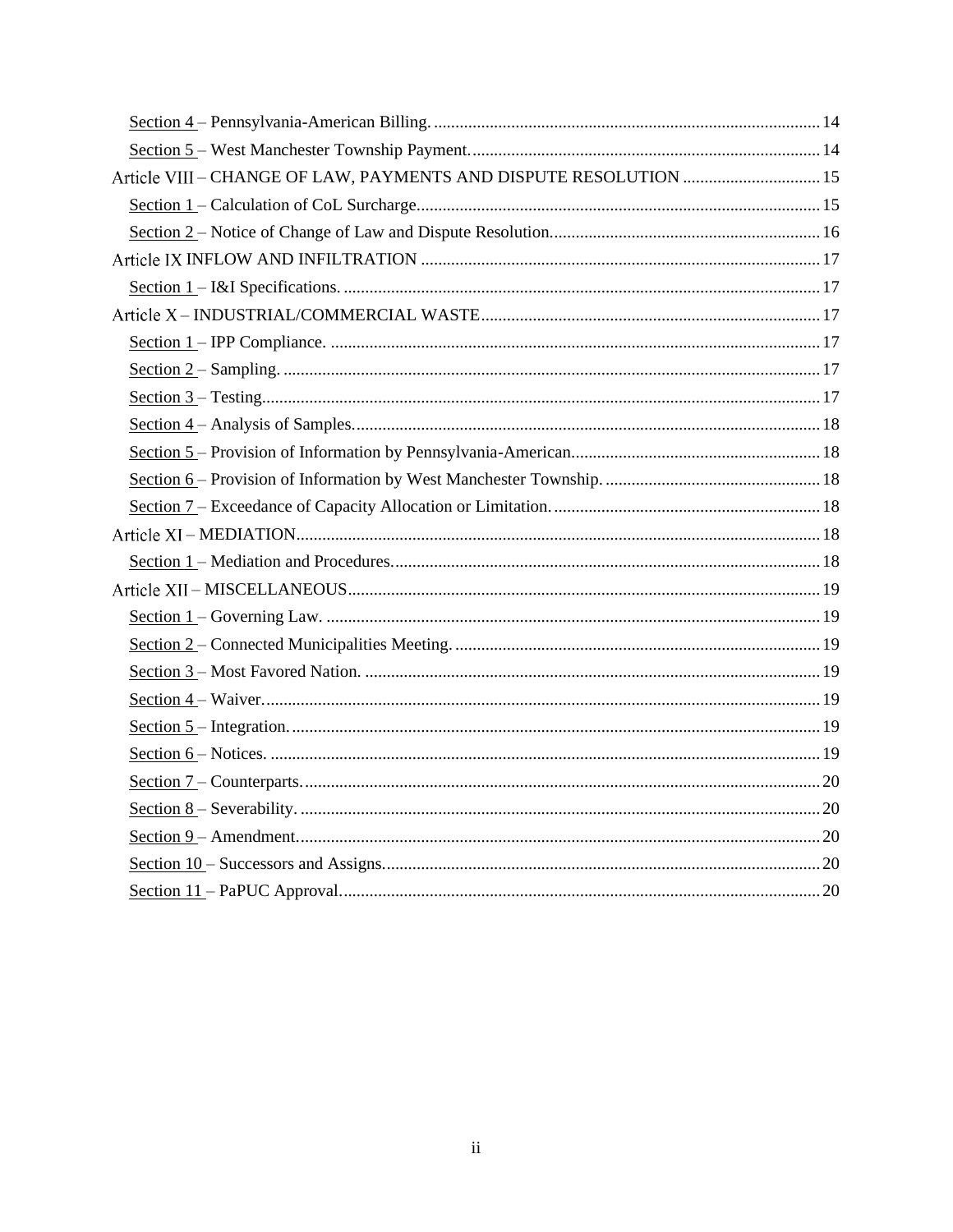Section 4 – Pennsylvania-American Billing. .......... 14

Section 5 – West Manchester Township Payment. .......... 14

Article VIII – CHANGE OF LAW, PAYMENTS AND DISPUTE RESOLUTION .......... 15

Section 1 – Calculation of CoL Surcharge. .......... 15

Section 2 – Notice of Change of Law and Dispute Resolution. .......... 16

Article IX INFLOW AND INFILTRATION .......... 17

Section 1 – I&I Specifications. .......... 17

Article X – INDUSTRIAL/COMMERCIAL WASTE .......... 17

Section 1 – IPP Compliance. .......... 17

Section 2 – Sampling. .......... 17

Section 3 – Testing. .......... 17

Section 4 – Analysis of Samples. .......... 18

Section 5 – Provision of Information by Pennsylvania-American. .......... 18

Section 6 – Provision of Information by West Manchester Township. .......... 18

Section 7 – Exceedance of Capacity Allocation or Limitation. .......... 18

Article XI – MEDIATION .......... 18

Section 1 – Mediation and Procedures. .......... 18

Article XII – MISCELLANEOUS .......... 19

Section 1 – Governing Law. .......... 19

Section 2 – Connected Municipalities Meeting. .......... 19

Section 3 – Most Favored Nation. .......... 19

Section 4 – Waiver. .......... 19

Section 5 – Integration. .......... 19

Section 6 – Notices. .......... 19

Section 7 – Counterparts. .......... 20

Section 8 – Severability. .......... 20

Section 9 – Amendment. .......... 20

Section 10 – Successors and Assigns. .......... 20

Section 11 – PaPUC Approval. .......... 20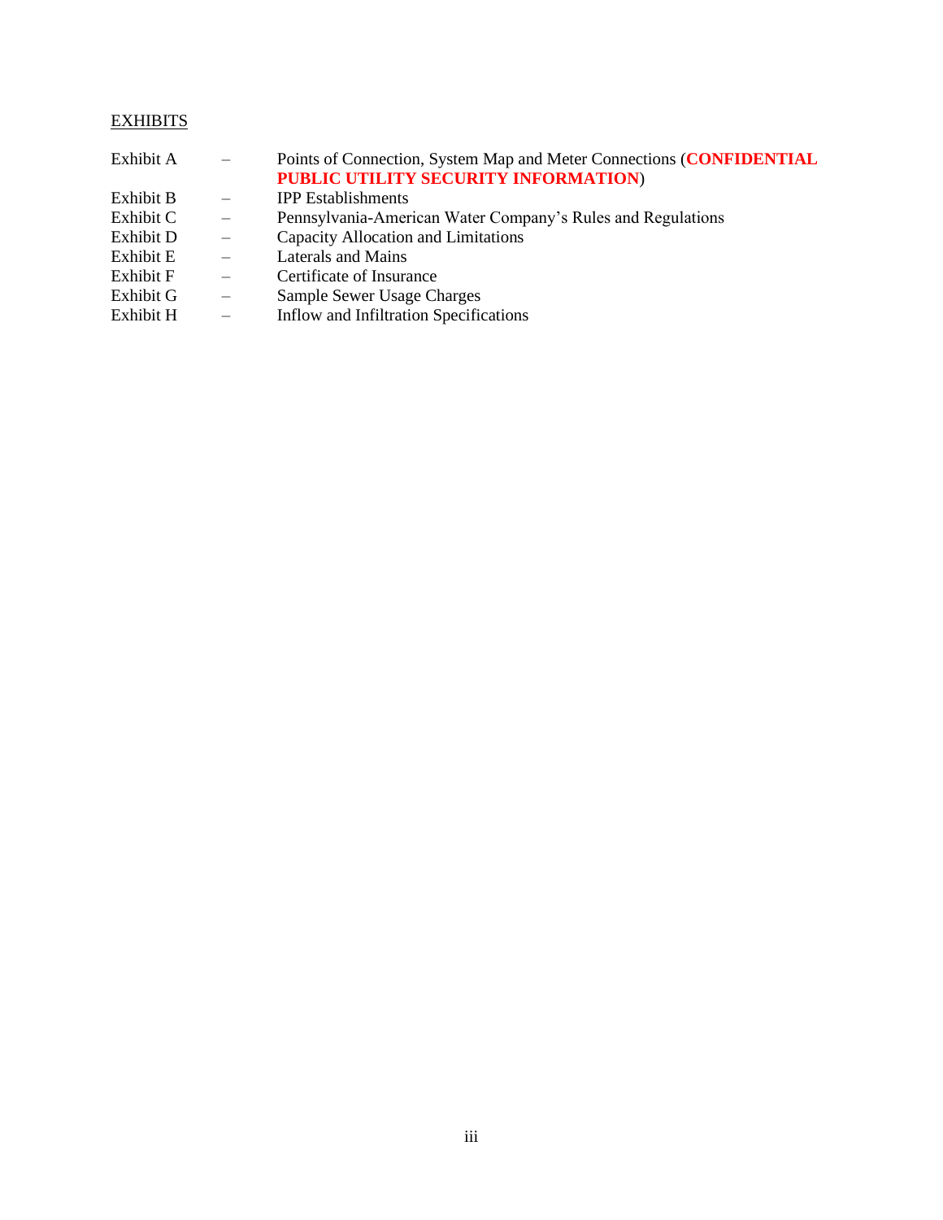EXHIBITS

| | | |
|---|---|---|
| Exhibit A | – | Points of Connection, System Map and Meter Connections (**CONFIDENTIAL PUBLIC UTILITY SECURITY INFORMATION**) |
| Exhibit B | – | IPP Establishments |
| Exhibit C | – | Pennsylvania-American Water Company's Rules and Regulations |
| Exhibit D | – | Capacity Allocation and Limitations |
| Exhibit E | – | Laterals and Mains |
| Exhibit F | – | Certificate of Insurance |
| Exhibit G | – | Sample Sewer Usage Charges |
| Exhibit H | – | Inflow and Infiltration Specifications |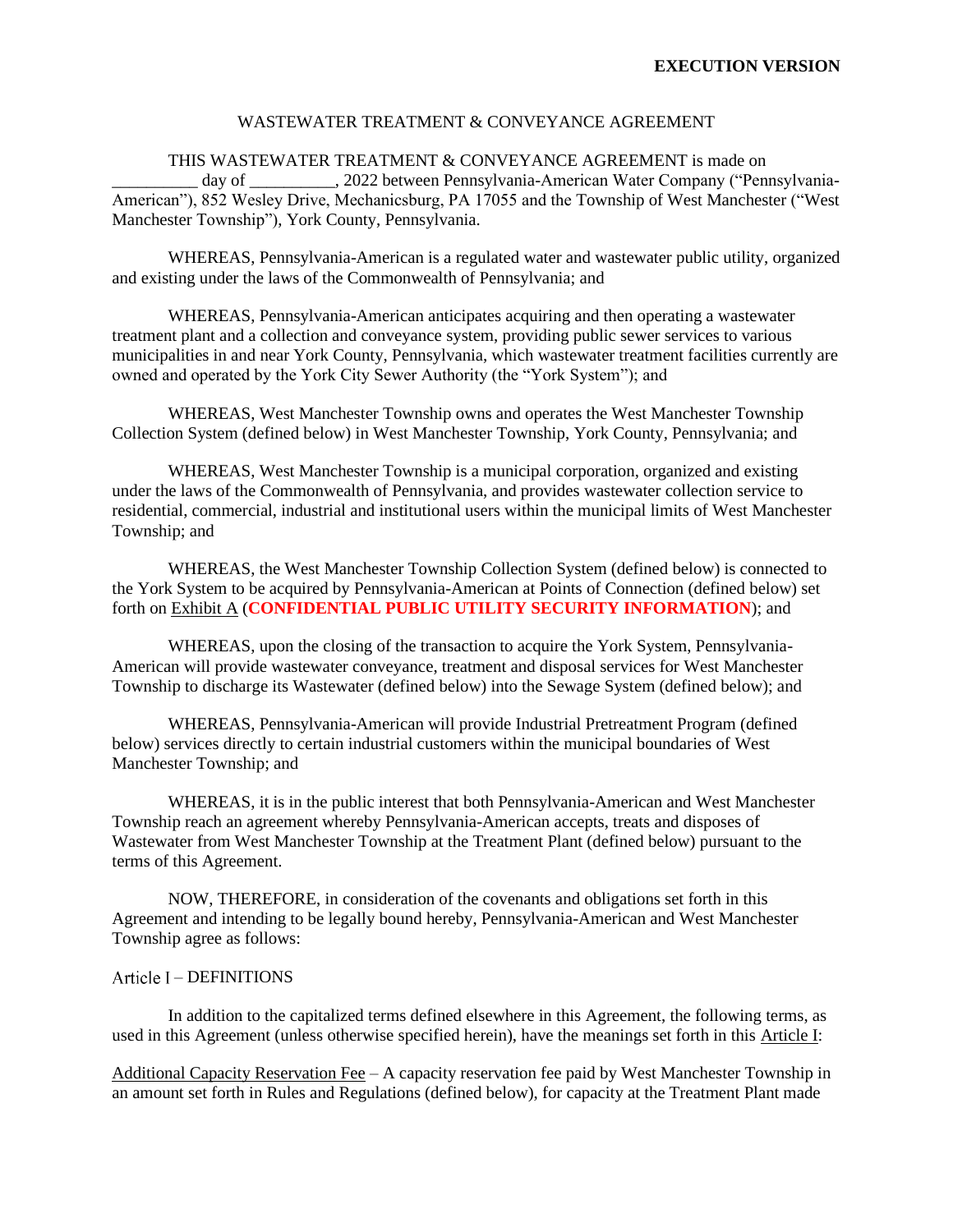**EXECUTION VERSION**

WASTEWATER TREATMENT & CONVEYANCE AGREEMENT

THIS WASTEWATER TREATMENT & CONVEYANCE AGREEMENT is made on __________ day of __________, 2022 between Pennsylvania-American Water Company ("Pennsylvania-American"), 852 Wesley Drive, Mechanicsburg, PA 17055 and the Township of West Manchester ("West Manchester Township"), York County, Pennsylvania.

WHEREAS, Pennsylvania-American is a regulated water and wastewater public utility, organized and existing under the laws of the Commonwealth of Pennsylvania; and

WHEREAS, Pennsylvania-American anticipates acquiring and then operating a wastewater treatment plant and a collection and conveyance system, providing public sewer services to various municipalities in and near York County, Pennsylvania, which wastewater treatment facilities currently are owned and operated by the York City Sewer Authority (the "York System"); and

WHEREAS, West Manchester Township owns and operates the West Manchester Township Collection System (defined below) in West Manchester Township, York County, Pennsylvania; and

WHEREAS, West Manchester Township is a municipal corporation, organized and existing under the laws of the Commonwealth of Pennsylvania, and provides wastewater collection service to residential, commercial, industrial and institutional users within the municipal limits of West Manchester Township; and

WHEREAS, the West Manchester Township Collection System (defined below) is connected to the York System to be acquired by Pennsylvania-American at Points of Connection (defined below) set forth on Exhibit A (**CONFIDENTIAL PUBLIC UTILITY SECURITY INFORMATION**); and

WHEREAS, upon the closing of the transaction to acquire the York System, Pennsylvania-American will provide wastewater conveyance, treatment and disposal services for West Manchester Township to discharge its Wastewater (defined below) into the Sewage System (defined below); and

WHEREAS, Pennsylvania-American will provide Industrial Pretreatment Program (defined below) services directly to certain industrial customers within the municipal boundaries of West Manchester Township; and

WHEREAS, it is in the public interest that both Pennsylvania-American and West Manchester Township reach an agreement whereby Pennsylvania-American accepts, treats and disposes of Wastewater from West Manchester Township at the Treatment Plant (defined below) pursuant to the terms of this Agreement.

NOW, THEREFORE, in consideration of the covenants and obligations set forth in this Agreement and intending to be legally bound hereby, Pennsylvania-American and West Manchester Township agree as follows:

## Article I – DEFINITIONS

In addition to the capitalized terms defined elsewhere in this Agreement, the following terms, as used in this Agreement (unless otherwise specified herein), have the meanings set forth in this Article I:

Additional Capacity Reservation Fee – A capacity reservation fee paid by West Manchester Township in an amount set forth in Rules and Regulations (defined below), for capacity at the Treatment Plant made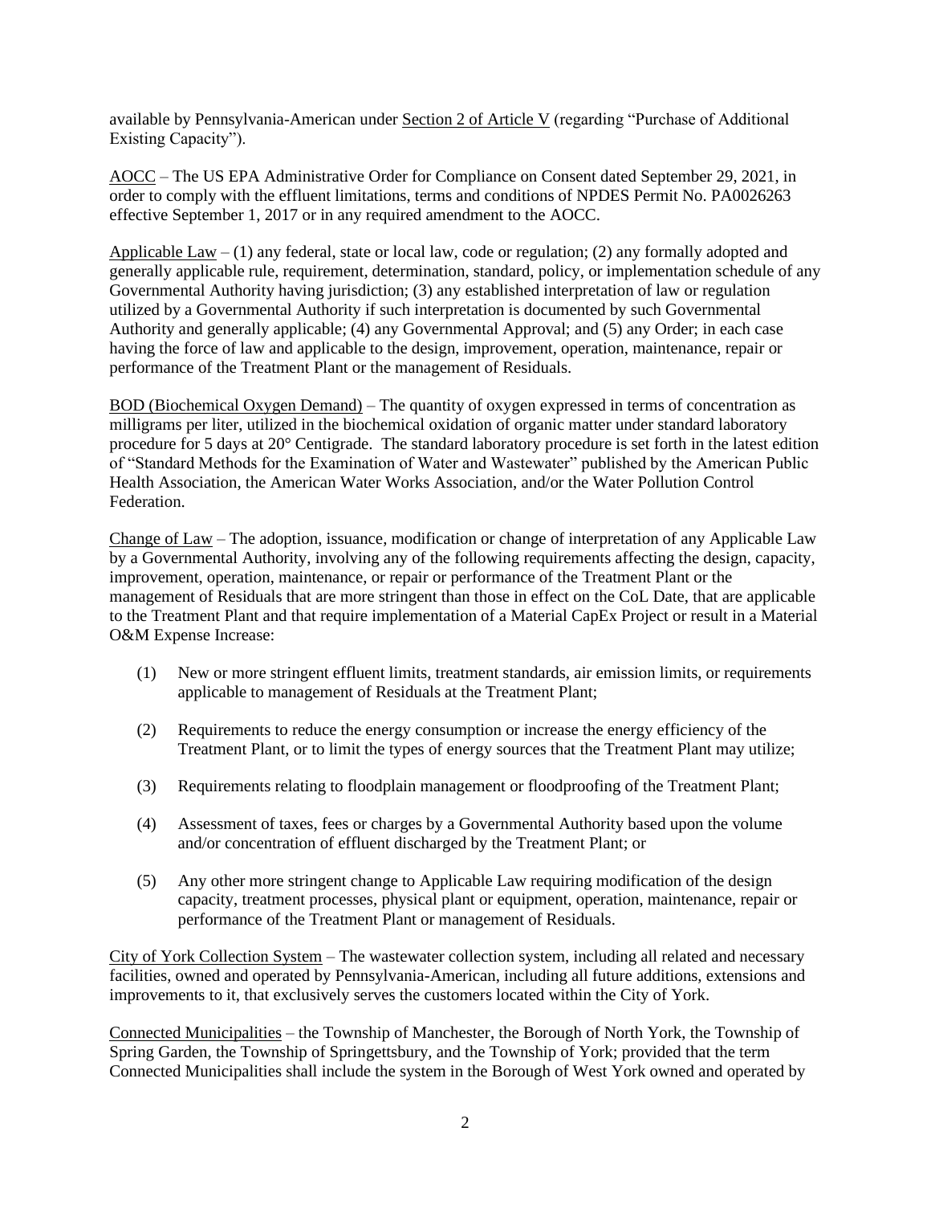available by Pennsylvania-American under Section 2 of Article V (regarding "Purchase of Additional Existing Capacity").

AOCC – The US EPA Administrative Order for Compliance on Consent dated September 29, 2021, in order to comply with the effluent limitations, terms and conditions of NPDES Permit No. PA0026263 effective September 1, 2017 or in any required amendment to the AOCC.

Applicable Law – (1) any federal, state or local law, code or regulation; (2) any formally adopted and generally applicable rule, requirement, determination, standard, policy, or implementation schedule of any Governmental Authority having jurisdiction; (3) any established interpretation of law or regulation utilized by a Governmental Authority if such interpretation is documented by such Governmental Authority and generally applicable; (4) any Governmental Approval; and (5) any Order; in each case having the force of law and applicable to the design, improvement, operation, maintenance, repair or performance of the Treatment Plant or the management of Residuals.

BOD (Biochemical Oxygen Demand) – The quantity of oxygen expressed in terms of concentration as milligrams per liter, utilized in the biochemical oxidation of organic matter under standard laboratory procedure for 5 days at 20° Centigrade. The standard laboratory procedure is set forth in the latest edition of "Standard Methods for the Examination of Water and Wastewater" published by the American Public Health Association, the American Water Works Association, and/or the Water Pollution Control Federation.

Change of Law – The adoption, issuance, modification or change of interpretation of any Applicable Law by a Governmental Authority, involving any of the following requirements affecting the design, capacity, improvement, operation, maintenance, or repair or performance of the Treatment Plant or the management of Residuals that are more stringent than those in effect on the CoL Date, that are applicable to the Treatment Plant and that require implementation of a Material CapEx Project or result in a Material O&M Expense Increase:

(1) New or more stringent effluent limits, treatment standards, air emission limits, or requirements applicable to management of Residuals at the Treatment Plant;

(2) Requirements to reduce the energy consumption or increase the energy efficiency of the Treatment Plant, or to limit the types of energy sources that the Treatment Plant may utilize;

(3) Requirements relating to floodplain management or floodproofing of the Treatment Plant;

(4) Assessment of taxes, fees or charges by a Governmental Authority based upon the volume and/or concentration of effluent discharged by the Treatment Plant; or

(5) Any other more stringent change to Applicable Law requiring modification of the design capacity, treatment processes, physical plant or equipment, operation, maintenance, repair or performance of the Treatment Plant or management of Residuals.

City of York Collection System – The wastewater collection system, including all related and necessary facilities, owned and operated by Pennsylvania-American, including all future additions, extensions and improvements to it, that exclusively serves the customers located within the City of York.

Connected Municipalities – the Township of Manchester, the Borough of North York, the Township of Spring Garden, the Township of Springettsbury, and the Township of York; provided that the term Connected Municipalities shall include the system in the Borough of West York owned and operated by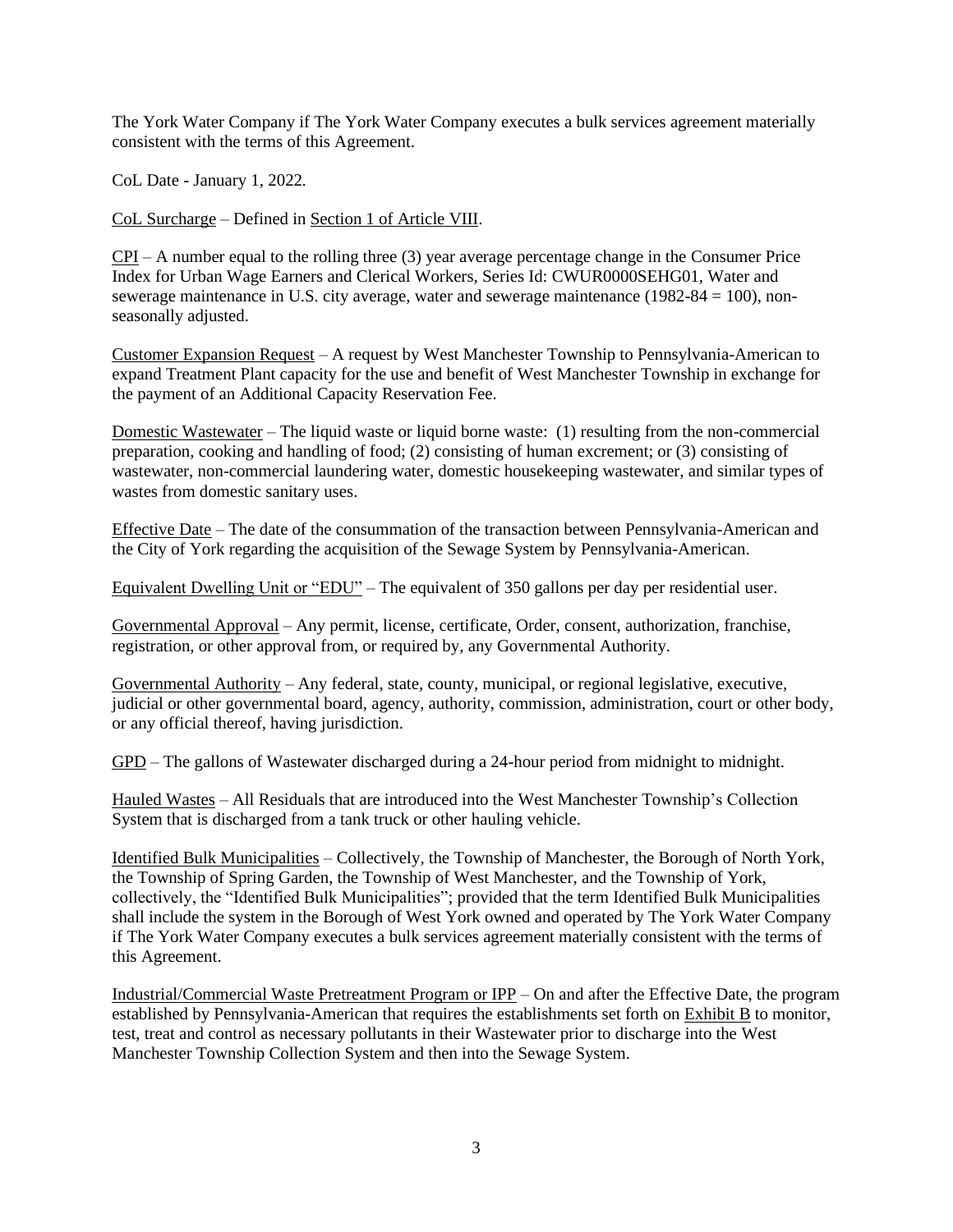The York Water Company if The York Water Company executes a bulk services agreement materially consistent with the terms of this Agreement.

CoL Date - January 1, 2022.

<u>CoL Surcharge</u> – Defined in <u>Section 1 of Article VIII</u>.

<u>CPI</u> – A number equal to the rolling three (3) year average percentage change in the Consumer Price Index for Urban Wage Earners and Clerical Workers, Series Id: CWUR0000SEHG01, Water and sewerage maintenance in U.S. city average, water and sewerage maintenance (1982-84 = 100), non-seasonally adjusted.

<u>Customer Expansion Request</u> – A request by West Manchester Township to Pennsylvania-American to expand Treatment Plant capacity for the use and benefit of West Manchester Township in exchange for the payment of an Additional Capacity Reservation Fee.

<u>Domestic Wastewater</u> – The liquid waste or liquid borne waste: (1) resulting from the non-commercial preparation, cooking and handling of food; (2) consisting of human excrement; or (3) consisting of wastewater, non-commercial laundering water, domestic housekeeping wastewater, and similar types of wastes from domestic sanitary uses.

<u>Effective Date</u> – The date of the consummation of the transaction between Pennsylvania-American and the City of York regarding the acquisition of the Sewage System by Pennsylvania-American.

<u>Equivalent Dwelling Unit or "EDU"</u> – The equivalent of 350 gallons per day per residential user.

<u>Governmental Approval</u> – Any permit, license, certificate, Order, consent, authorization, franchise, registration, or other approval from, or required by, any Governmental Authority.

<u>Governmental Authority</u> – Any federal, state, county, municipal, or regional legislative, executive, judicial or other governmental board, agency, authority, commission, administration, court or other body, or any official thereof, having jurisdiction.

<u>GPD</u> – The gallons of Wastewater discharged during a 24-hour period from midnight to midnight.

<u>Hauled Wastes</u> – All Residuals that are introduced into the West Manchester Township's Collection System that is discharged from a tank truck or other hauling vehicle.

<u>Identified Bulk Municipalities</u> – Collectively, the Township of Manchester, the Borough of North York, the Township of Spring Garden, the Township of West Manchester, and the Township of York, collectively, the "Identified Bulk Municipalities"; provided that the term Identified Bulk Municipalities shall include the system in the Borough of West York owned and operated by The York Water Company if The York Water Company executes a bulk services agreement materially consistent with the terms of this Agreement.

<u>Industrial/Commercial Waste Pretreatment Program or IPP</u> – On and after the Effective Date, the program established by Pennsylvania-American that requires the establishments set forth on <u>Exhibit B</u> to monitor, test, treat and control as necessary pollutants in their Wastewater prior to discharge into the West Manchester Township Collection System and then into the Sewage System.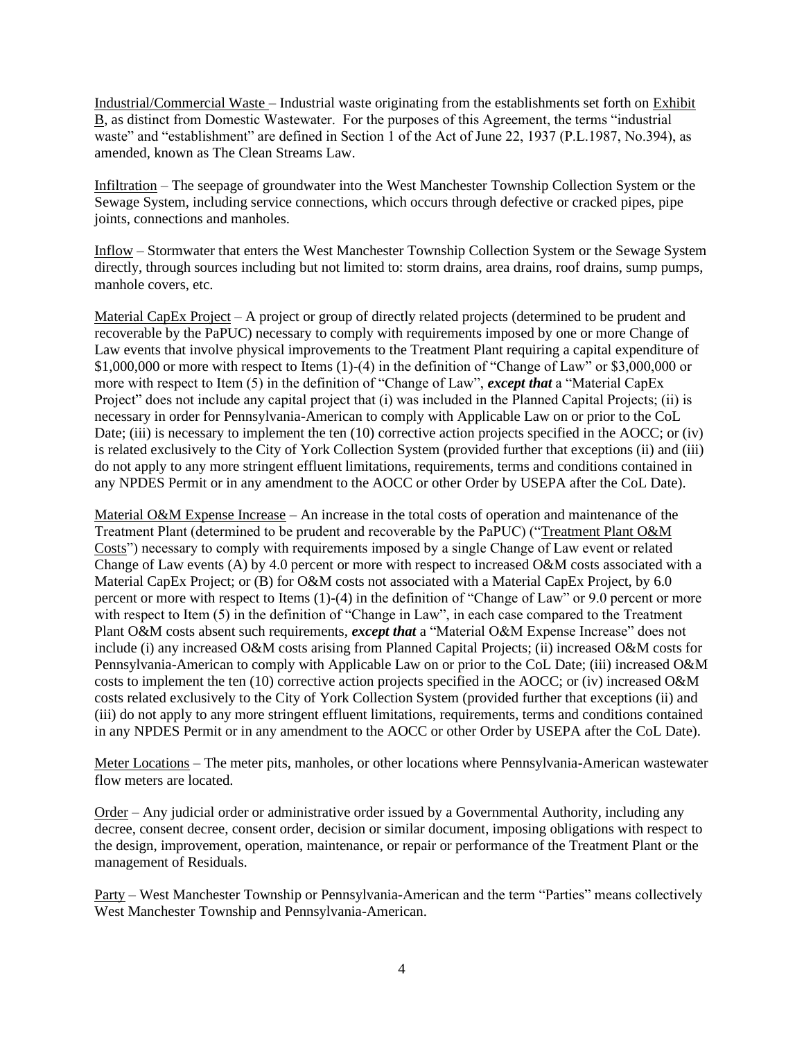Industrial/Commercial Waste – Industrial waste originating from the establishments set forth on Exhibit B, as distinct from Domestic Wastewater. For the purposes of this Agreement, the terms "industrial waste" and "establishment" are defined in Section 1 of the Act of June 22, 1937 (P.L.1987, No.394), as amended, known as The Clean Streams Law.

Infiltration – The seepage of groundwater into the West Manchester Township Collection System or the Sewage System, including service connections, which occurs through defective or cracked pipes, pipe joints, connections and manholes.

Inflow – Stormwater that enters the West Manchester Township Collection System or the Sewage System directly, through sources including but not limited to: storm drains, area drains, roof drains, sump pumps, manhole covers, etc.

Material CapEx Project – A project or group of directly related projects (determined to be prudent and recoverable by the PaPUC) necessary to comply with requirements imposed by one or more Change of Law events that involve physical improvements to the Treatment Plant requiring a capital expenditure of $1,000,000 or more with respect to Items (1)-(4) in the definition of "Change of Law" or $3,000,000 or more with respect to Item (5) in the definition of "Change of Law", ***except that*** a "Material CapEx Project" does not include any capital project that (i) was included in the Planned Capital Projects; (ii) is necessary in order for Pennsylvania-American to comply with Applicable Law on or prior to the CoL Date; (iii) is necessary to implement the ten (10) corrective action projects specified in the AOCC; or (iv) is related exclusively to the City of York Collection System (provided further that exceptions (ii) and (iii) do not apply to any more stringent effluent limitations, requirements, terms and conditions contained in any NPDES Permit or in any amendment to the AOCC or other Order by USEPA after the CoL Date).

Material O&M Expense Increase – An increase in the total costs of operation and maintenance of the Treatment Plant (determined to be prudent and recoverable by the PaPUC) ("Treatment Plant O&M Costs") necessary to comply with requirements imposed by a single Change of Law event or related Change of Law events (A) by 4.0 percent or more with respect to increased O&M costs associated with a Material CapEx Project; or (B) for O&M costs not associated with a Material CapEx Project, by 6.0 percent or more with respect to Items (1)-(4) in the definition of "Change of Law" or 9.0 percent or more with respect to Item (5) in the definition of "Change in Law", in each case compared to the Treatment Plant O&M costs absent such requirements, ***except that*** a "Material O&M Expense Increase" does not include (i) any increased O&M costs arising from Planned Capital Projects; (ii) increased O&M costs for Pennsylvania-American to comply with Applicable Law on or prior to the CoL Date; (iii) increased O&M costs to implement the ten (10) corrective action projects specified in the AOCC; or (iv) increased O&M costs related exclusively to the City of York Collection System (provided further that exceptions (ii) and (iii) do not apply to any more stringent effluent limitations, requirements, terms and conditions contained in any NPDES Permit or in any amendment to the AOCC or other Order by USEPA after the CoL Date).

Meter Locations – The meter pits, manholes, or other locations where Pennsylvania-American wastewater flow meters are located.

Order – Any judicial order or administrative order issued by a Governmental Authority, including any decree, consent decree, consent order, decision or similar document, imposing obligations with respect to the design, improvement, operation, maintenance, or repair or performance of the Treatment Plant or the management of Residuals.

Party – West Manchester Township or Pennsylvania-American and the term "Parties" means collectively West Manchester Township and Pennsylvania-American.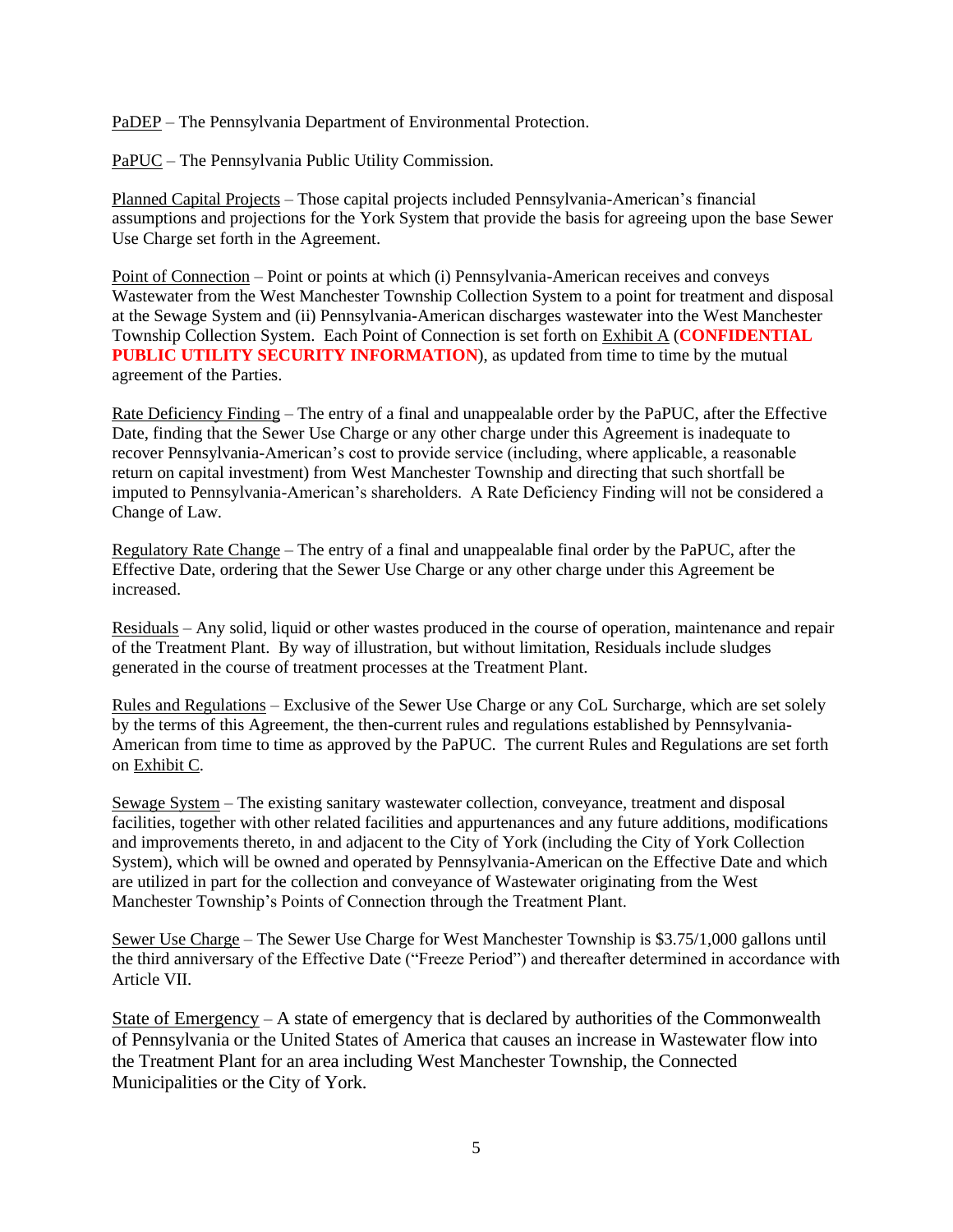PaDEP – The Pennsylvania Department of Environmental Protection.

PaPUC – The Pennsylvania Public Utility Commission.

Planned Capital Projects – Those capital projects included Pennsylvania-American's financial assumptions and projections for the York System that provide the basis for agreeing upon the base Sewer Use Charge set forth in the Agreement.

Point of Connection – Point or points at which (i) Pennsylvania-American receives and conveys Wastewater from the West Manchester Township Collection System to a point for treatment and disposal at the Sewage System and (ii) Pennsylvania-American discharges wastewater into the West Manchester Township Collection System. Each Point of Connection is set forth on Exhibit A (**CONFIDENTIAL PUBLIC UTILITY SECURITY INFORMATION**), as updated from time to time by the mutual agreement of the Parties.

Rate Deficiency Finding – The entry of a final and unappealable order by the PaPUC, after the Effective Date, finding that the Sewer Use Charge or any other charge under this Agreement is inadequate to recover Pennsylvania-American's cost to provide service (including, where applicable, a reasonable return on capital investment) from West Manchester Township and directing that such shortfall be imputed to Pennsylvania-American's shareholders. A Rate Deficiency Finding will not be considered a Change of Law.

Regulatory Rate Change – The entry of a final and unappealable final order by the PaPUC, after the Effective Date, ordering that the Sewer Use Charge or any other charge under this Agreement be increased.

Residuals – Any solid, liquid or other wastes produced in the course of operation, maintenance and repair of the Treatment Plant. By way of illustration, but without limitation, Residuals include sludges generated in the course of treatment processes at the Treatment Plant.

Rules and Regulations – Exclusive of the Sewer Use Charge or any CoL Surcharge, which are set solely by the terms of this Agreement, the then-current rules and regulations established by Pennsylvania-American from time to time as approved by the PaPUC. The current Rules and Regulations are set forth on Exhibit C.

Sewage System – The existing sanitary wastewater collection, conveyance, treatment and disposal facilities, together with other related facilities and appurtenances and any future additions, modifications and improvements thereto, in and adjacent to the City of York (including the City of York Collection System), which will be owned and operated by Pennsylvania-American on the Effective Date and which are utilized in part for the collection and conveyance of Wastewater originating from the West Manchester Township's Points of Connection through the Treatment Plant.

Sewer Use Charge – The Sewer Use Charge for West Manchester Township is $3.75/1,000 gallons until the third anniversary of the Effective Date ("Freeze Period") and thereafter determined in accordance with Article VII.

State of Emergency – A state of emergency that is declared by authorities of the Commonwealth of Pennsylvania or the United States of America that causes an increase in Wastewater flow into the Treatment Plant for an area including West Manchester Township, the Connected Municipalities or the City of York.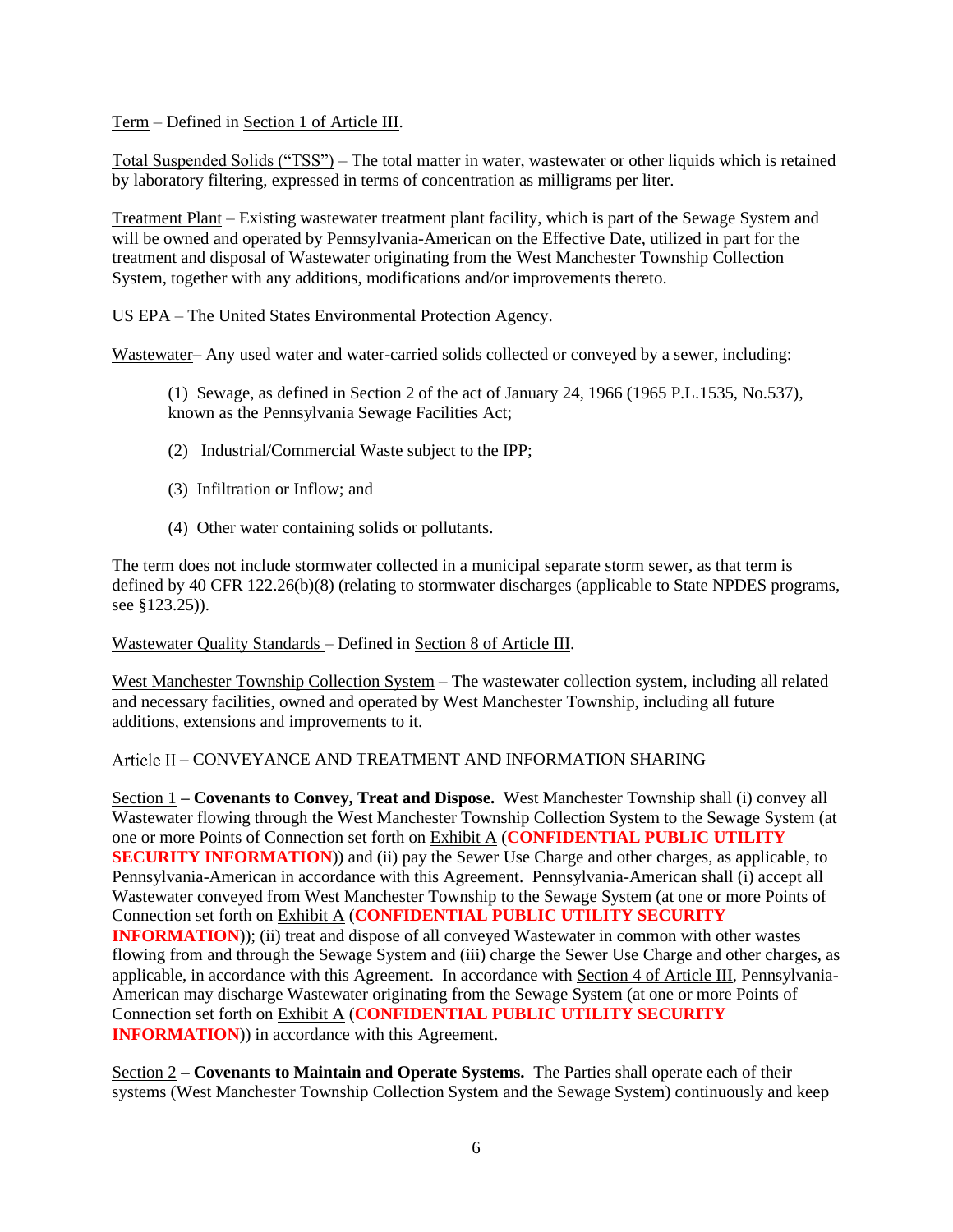Term – Defined in Section 1 of Article III.

Total Suspended Solids ("TSS") – The total matter in water, wastewater or other liquids which is retained by laboratory filtering, expressed in terms of concentration as milligrams per liter.

Treatment Plant – Existing wastewater treatment plant facility, which is part of the Sewage System and will be owned and operated by Pennsylvania-American on the Effective Date, utilized in part for the treatment and disposal of Wastewater originating from the West Manchester Township Collection System, together with any additions, modifications and/or improvements thereto.

US EPA – The United States Environmental Protection Agency.

Wastewater– Any used water and water-carried solids collected or conveyed by a sewer, including:

(1) Sewage, as defined in Section 2 of the act of January 24, 1966 (1965 P.L.1535, No.537), known as the Pennsylvania Sewage Facilities Act;

(2) Industrial/Commercial Waste subject to the IPP;

(3) Infiltration or Inflow; and

(4) Other water containing solids or pollutants.

The term does not include stormwater collected in a municipal separate storm sewer, as that term is defined by 40 CFR 122.26(b)(8) (relating to stormwater discharges (applicable to State NPDES programs, see §123.25)).

Wastewater Quality Standards – Defined in Section 8 of Article III.

West Manchester Township Collection System – The wastewater collection system, including all related and necessary facilities, owned and operated by West Manchester Township, including all future additions, extensions and improvements to it.

## Article II – CONVEYANCE AND TREATMENT AND INFORMATION SHARING

Section 1 **– Covenants to Convey, Treat and Dispose.** West Manchester Township shall (i) convey all Wastewater flowing through the West Manchester Township Collection System to the Sewage System (at one or more Points of Connection set forth on Exhibit A (**CONFIDENTIAL PUBLIC UTILITY SECURITY INFORMATION**)) and (ii) pay the Sewer Use Charge and other charges, as applicable, to Pennsylvania-American in accordance with this Agreement. Pennsylvania-American shall (i) accept all Wastewater conveyed from West Manchester Township to the Sewage System (at one or more Points of Connection set forth on Exhibit A (**CONFIDENTIAL PUBLIC UTILITY SECURITY INFORMATION**)); (ii) treat and dispose of all conveyed Wastewater in common with other wastes flowing from and through the Sewage System and (iii) charge the Sewer Use Charge and other charges, as applicable, in accordance with this Agreement. In accordance with Section 4 of Article III, Pennsylvania-American may discharge Wastewater originating from the Sewage System (at one or more Points of Connection set forth on Exhibit A (**CONFIDENTIAL PUBLIC UTILITY SECURITY INFORMATION**)) in accordance with this Agreement.

Section 2 **– Covenants to Maintain and Operate Systems.** The Parties shall operate each of their systems (West Manchester Township Collection System and the Sewage System) continuously and keep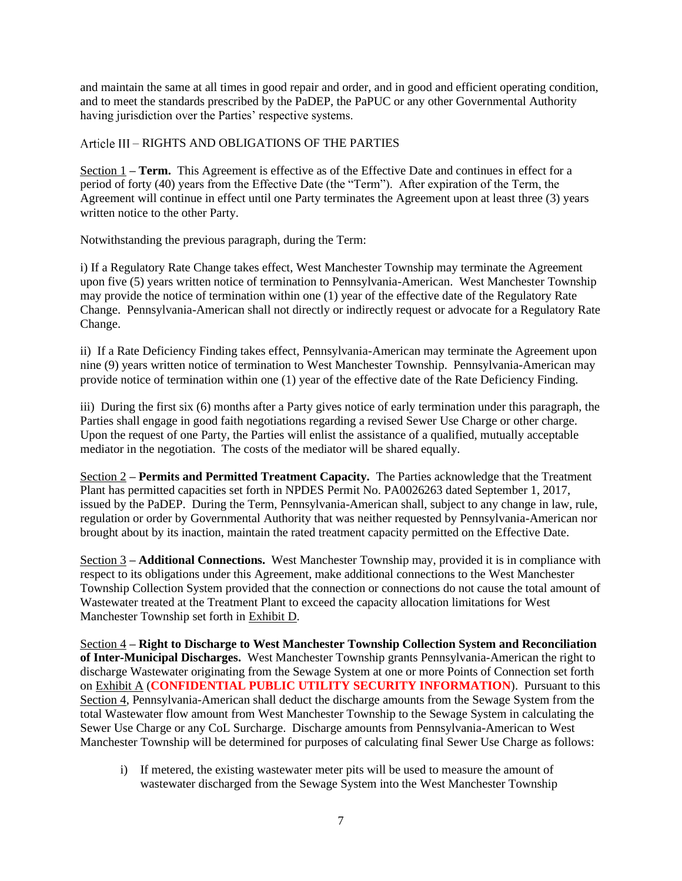and maintain the same at all times in good repair and order, and in good and efficient operating condition, and to meet the standards prescribed by the PaDEP, the PaPUC or any other Governmental Authority having jurisdiction over the Parties' respective systems.

## Article III – RIGHTS AND OBLIGATIONS OF THE PARTIES

Section 1 – **Term.** This Agreement is effective as of the Effective Date and continues in effect for a period of forty (40) years from the Effective Date (the "Term"). After expiration of the Term, the Agreement will continue in effect until one Party terminates the Agreement upon at least three (3) years written notice to the other Party.

Notwithstanding the previous paragraph, during the Term:

i) If a Regulatory Rate Change takes effect, West Manchester Township may terminate the Agreement upon five (5) years written notice of termination to Pennsylvania-American. West Manchester Township may provide the notice of termination within one (1) year of the effective date of the Regulatory Rate Change. Pennsylvania-American shall not directly or indirectly request or advocate for a Regulatory Rate Change.

ii) If a Rate Deficiency Finding takes effect, Pennsylvania-American may terminate the Agreement upon nine (9) years written notice of termination to West Manchester Township. Pennsylvania-American may provide notice of termination within one (1) year of the effective date of the Rate Deficiency Finding.

iii) During the first six (6) months after a Party gives notice of early termination under this paragraph, the Parties shall engage in good faith negotiations regarding a revised Sewer Use Charge or other charge. Upon the request of one Party, the Parties will enlist the assistance of a qualified, mutually acceptable mediator in the negotiation. The costs of the mediator will be shared equally.

Section 2 – **Permits and Permitted Treatment Capacity.** The Parties acknowledge that the Treatment Plant has permitted capacities set forth in NPDES Permit No. PA0026263 dated September 1, 2017, issued by the PaDEP. During the Term, Pennsylvania-American shall, subject to any change in law, rule, regulation or order by Governmental Authority that was neither requested by Pennsylvania-American nor brought about by its inaction, maintain the rated treatment capacity permitted on the Effective Date.

Section 3 – **Additional Connections.** West Manchester Township may, provided it is in compliance with respect to its obligations under this Agreement, make additional connections to the West Manchester Township Collection System provided that the connection or connections do not cause the total amount of Wastewater treated at the Treatment Plant to exceed the capacity allocation limitations for West Manchester Township set forth in Exhibit D.

Section 4 – **Right to Discharge to West Manchester Township Collection System and Reconciliation of Inter-Municipal Discharges.** West Manchester Township grants Pennsylvania-American the right to discharge Wastewater originating from the Sewage System at one or more Points of Connection set forth on Exhibit A (**CONFIDENTIAL PUBLIC UTILITY SECURITY INFORMATION**). Pursuant to this Section 4, Pennsylvania-American shall deduct the discharge amounts from the Sewage System from the total Wastewater flow amount from West Manchester Township to the Sewage System in calculating the Sewer Use Charge or any CoL Surcharge. Discharge amounts from Pennsylvania-American to West Manchester Township will be determined for purposes of calculating final Sewer Use Charge as follows:

i) If metered, the existing wastewater meter pits will be used to measure the amount of wastewater discharged from the Sewage System into the West Manchester Township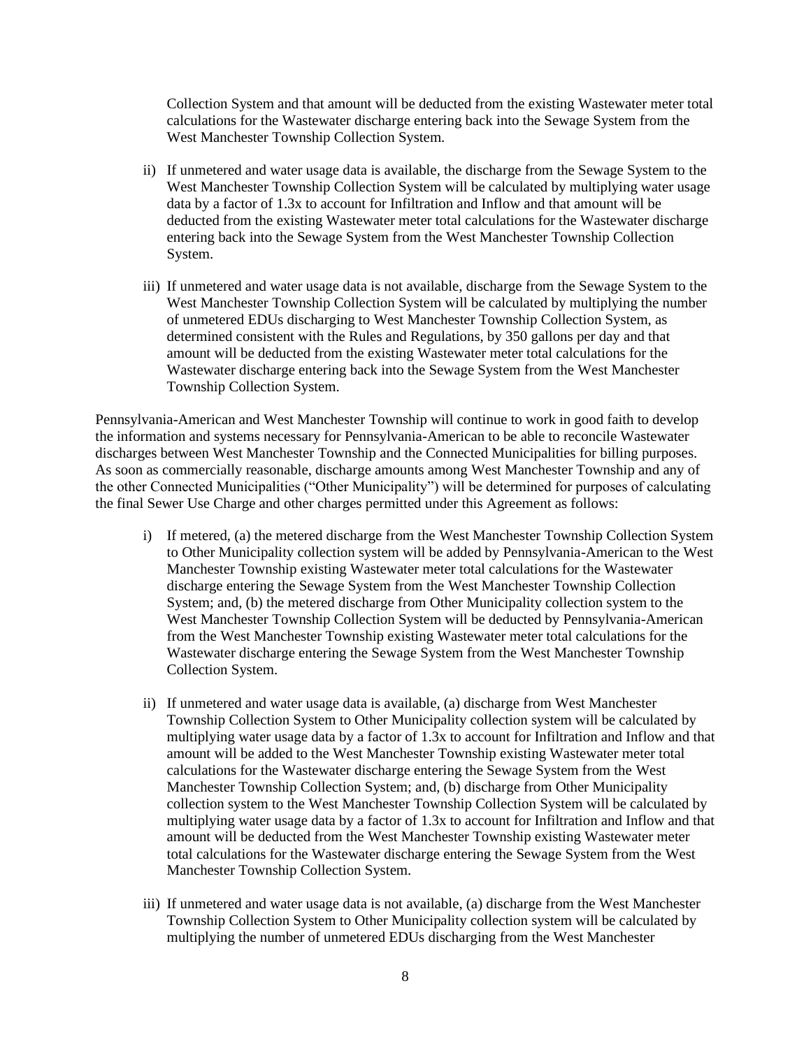Collection System and that amount will be deducted from the existing Wastewater meter total calculations for the Wastewater discharge entering back into the Sewage System from the West Manchester Township Collection System.

ii) If unmetered and water usage data is available, the discharge from the Sewage System to the West Manchester Township Collection System will be calculated by multiplying water usage data by a factor of 1.3x to account for Infiltration and Inflow and that amount will be deducted from the existing Wastewater meter total calculations for the Wastewater discharge entering back into the Sewage System from the West Manchester Township Collection System.

iii) If unmetered and water usage data is not available, discharge from the Sewage System to the West Manchester Township Collection System will be calculated by multiplying the number of unmetered EDUs discharging to West Manchester Township Collection System, as determined consistent with the Rules and Regulations, by 350 gallons per day and that amount will be deducted from the existing Wastewater meter total calculations for the Wastewater discharge entering back into the Sewage System from the West Manchester Township Collection System.

Pennsylvania-American and West Manchester Township will continue to work in good faith to develop the information and systems necessary for Pennsylvania-American to be able to reconcile Wastewater discharges between West Manchester Township and the Connected Municipalities for billing purposes. As soon as commercially reasonable, discharge amounts among West Manchester Township and any of the other Connected Municipalities ("Other Municipality") will be determined for purposes of calculating the final Sewer Use Charge and other charges permitted under this Agreement as follows:

i) If metered, (a) the metered discharge from the West Manchester Township Collection System to Other Municipality collection system will be added by Pennsylvania-American to the West Manchester Township existing Wastewater meter total calculations for the Wastewater discharge entering the Sewage System from the West Manchester Township Collection System; and, (b) the metered discharge from Other Municipality collection system to the West Manchester Township Collection System will be deducted by Pennsylvania-American from the West Manchester Township existing Wastewater meter total calculations for the Wastewater discharge entering the Sewage System from the West Manchester Township Collection System.

ii) If unmetered and water usage data is available, (a) discharge from West Manchester Township Collection System to Other Municipality collection system will be calculated by multiplying water usage data by a factor of 1.3x to account for Infiltration and Inflow and that amount will be added to the West Manchester Township existing Wastewater meter total calculations for the Wastewater discharge entering the Sewage System from the West Manchester Township Collection System; and, (b) discharge from Other Municipality collection system to the West Manchester Township Collection System will be calculated by multiplying water usage data by a factor of 1.3x to account for Infiltration and Inflow and that amount will be deducted from the West Manchester Township existing Wastewater meter total calculations for the Wastewater discharge entering the Sewage System from the West Manchester Township Collection System.

iii) If unmetered and water usage data is not available, (a) discharge from the West Manchester Township Collection System to Other Municipality collection system will be calculated by multiplying the number of unmetered EDUs discharging from the West Manchester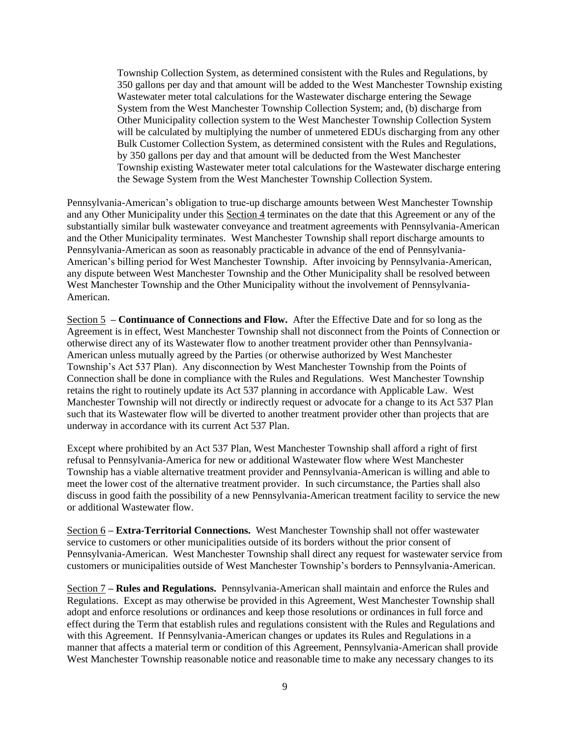Township Collection System, as determined consistent with the Rules and Regulations, by 350 gallons per day and that amount will be added to the West Manchester Township existing Wastewater meter total calculations for the Wastewater discharge entering the Sewage System from the West Manchester Township Collection System; and, (b) discharge from Other Municipality collection system to the West Manchester Township Collection System will be calculated by multiplying the number of unmetered EDUs discharging from any other Bulk Customer Collection System, as determined consistent with the Rules and Regulations, by 350 gallons per day and that amount will be deducted from the West Manchester Township existing Wastewater meter total calculations for the Wastewater discharge entering the Sewage System from the West Manchester Township Collection System.

Pennsylvania-American's obligation to true-up discharge amounts between West Manchester Township and any Other Municipality under this Section 4 terminates on the date that this Agreement or any of the substantially similar bulk wastewater conveyance and treatment agreements with Pennsylvania-American and the Other Municipality terminates. West Manchester Township shall report discharge amounts to Pennsylvania-American as soon as reasonably practicable in advance of the end of Pennsylvania-American's billing period for West Manchester Township. After invoicing by Pennsylvania-American, any dispute between West Manchester Township and the Other Municipality shall be resolved between West Manchester Township and the Other Municipality without the involvement of Pennsylvania-American.

Section 5 – **Continuance of Connections and Flow.** After the Effective Date and for so long as the Agreement is in effect, West Manchester Township shall not disconnect from the Points of Connection or otherwise direct any of its Wastewater flow to another treatment provider other than Pennsylvania-American unless mutually agreed by the Parties (or otherwise authorized by West Manchester Township's Act 537 Plan). Any disconnection by West Manchester Township from the Points of Connection shall be done in compliance with the Rules and Regulations. West Manchester Township retains the right to routinely update its Act 537 planning in accordance with Applicable Law. West Manchester Township will not directly or indirectly request or advocate for a change to its Act 537 Plan such that its Wastewater flow will be diverted to another treatment provider other than projects that are underway in accordance with its current Act 537 Plan.

Except where prohibited by an Act 537 Plan, West Manchester Township shall afford a right of first refusal to Pennsylvania-America for new or additional Wastewater flow where West Manchester Township has a viable alternative treatment provider and Pennsylvania-American is willing and able to meet the lower cost of the alternative treatment provider. In such circumstance, the Parties shall also discuss in good faith the possibility of a new Pennsylvania-American treatment facility to service the new or additional Wastewater flow.

Section 6 – **Extra-Territorial Connections.** West Manchester Township shall not offer wastewater service to customers or other municipalities outside of its borders without the prior consent of Pennsylvania-American. West Manchester Township shall direct any request for wastewater service from customers or municipalities outside of West Manchester Township's borders to Pennsylvania-American.

Section 7 – **Rules and Regulations.** Pennsylvania-American shall maintain and enforce the Rules and Regulations. Except as may otherwise be provided in this Agreement, West Manchester Township shall adopt and enforce resolutions or ordinances and keep those resolutions or ordinances in full force and effect during the Term that establish rules and regulations consistent with the Rules and Regulations and with this Agreement. If Pennsylvania-American changes or updates its Rules and Regulations in a manner that affects a material term or condition of this Agreement, Pennsylvania-American shall provide West Manchester Township reasonable notice and reasonable time to make any necessary changes to its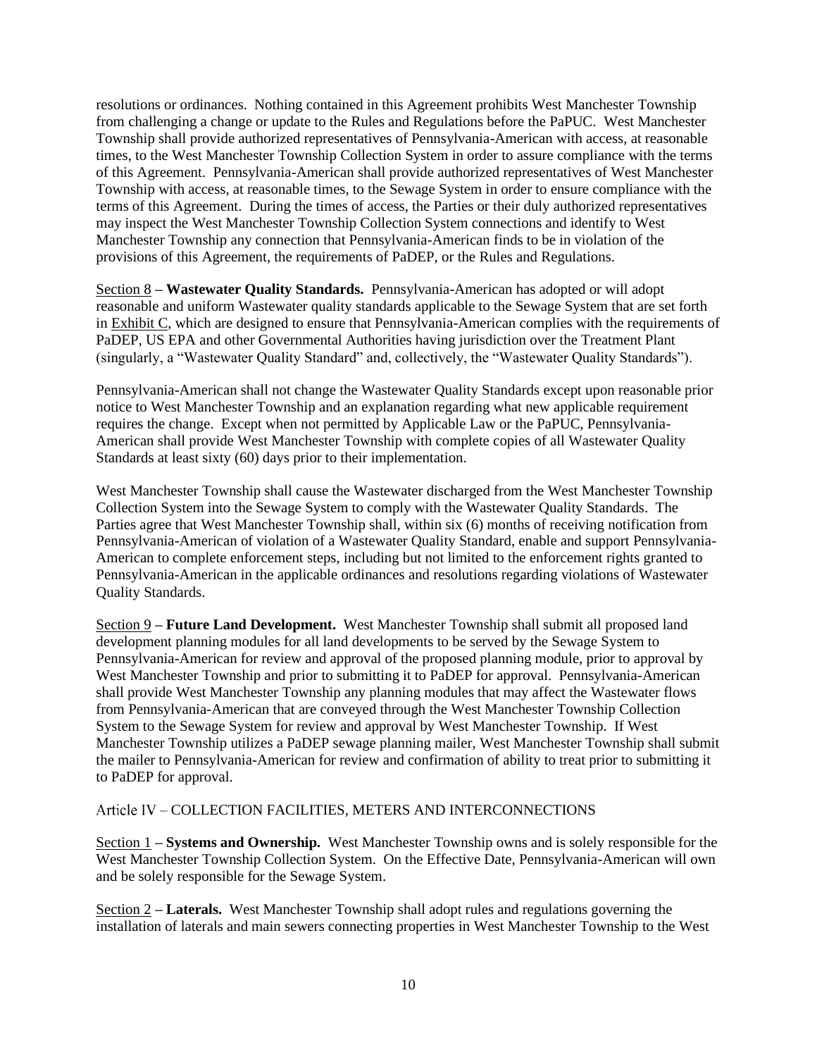resolutions or ordinances. Nothing contained in this Agreement prohibits West Manchester Township from challenging a change or update to the Rules and Regulations before the PaPUC. West Manchester Township shall provide authorized representatives of Pennsylvania-American with access, at reasonable times, to the West Manchester Township Collection System in order to assure compliance with the terms of this Agreement. Pennsylvania-American shall provide authorized representatives of West Manchester Township with access, at reasonable times, to the Sewage System in order to ensure compliance with the terms of this Agreement. During the times of access, the Parties or their duly authorized representatives may inspect the West Manchester Township Collection System connections and identify to West Manchester Township any connection that Pennsylvania-American finds to be in violation of the provisions of this Agreement, the requirements of PaDEP, or the Rules and Regulations.

Section 8 – **Wastewater Quality Standards.** Pennsylvania-American has adopted or will adopt reasonable and uniform Wastewater quality standards applicable to the Sewage System that are set forth in Exhibit C, which are designed to ensure that Pennsylvania-American complies with the requirements of PaDEP, US EPA and other Governmental Authorities having jurisdiction over the Treatment Plant (singularly, a "Wastewater Quality Standard" and, collectively, the "Wastewater Quality Standards").

Pennsylvania-American shall not change the Wastewater Quality Standards except upon reasonable prior notice to West Manchester Township and an explanation regarding what new applicable requirement requires the change. Except when not permitted by Applicable Law or the PaPUC, Pennsylvania-American shall provide West Manchester Township with complete copies of all Wastewater Quality Standards at least sixty (60) days prior to their implementation.

West Manchester Township shall cause the Wastewater discharged from the West Manchester Township Collection System into the Sewage System to comply with the Wastewater Quality Standards. The Parties agree that West Manchester Township shall, within six (6) months of receiving notification from Pennsylvania-American of violation of a Wastewater Quality Standard, enable and support Pennsylvania-American to complete enforcement steps, including but not limited to the enforcement rights granted to Pennsylvania-American in the applicable ordinances and resolutions regarding violations of Wastewater Quality Standards.

Section 9 – **Future Land Development.** West Manchester Township shall submit all proposed land development planning modules for all land developments to be served by the Sewage System to Pennsylvania-American for review and approval of the proposed planning module, prior to approval by West Manchester Township and prior to submitting it to PaDEP for approval. Pennsylvania-American shall provide West Manchester Township any planning modules that may affect the Wastewater flows from Pennsylvania-American that are conveyed through the West Manchester Township Collection System to the Sewage System for review and approval by West Manchester Township. If West Manchester Township utilizes a PaDEP sewage planning mailer, West Manchester Township shall submit the mailer to Pennsylvania-American for review and confirmation of ability to treat prior to submitting it to PaDEP for approval.

Article IV – COLLECTION FACILITIES, METERS AND INTERCONNECTIONS

Section 1 – **Systems and Ownership.** West Manchester Township owns and is solely responsible for the West Manchester Township Collection System. On the Effective Date, Pennsylvania-American will own and be solely responsible for the Sewage System.

Section 2 – **Laterals.** West Manchester Township shall adopt rules and regulations governing the installation of laterals and main sewers connecting properties in West Manchester Township to the West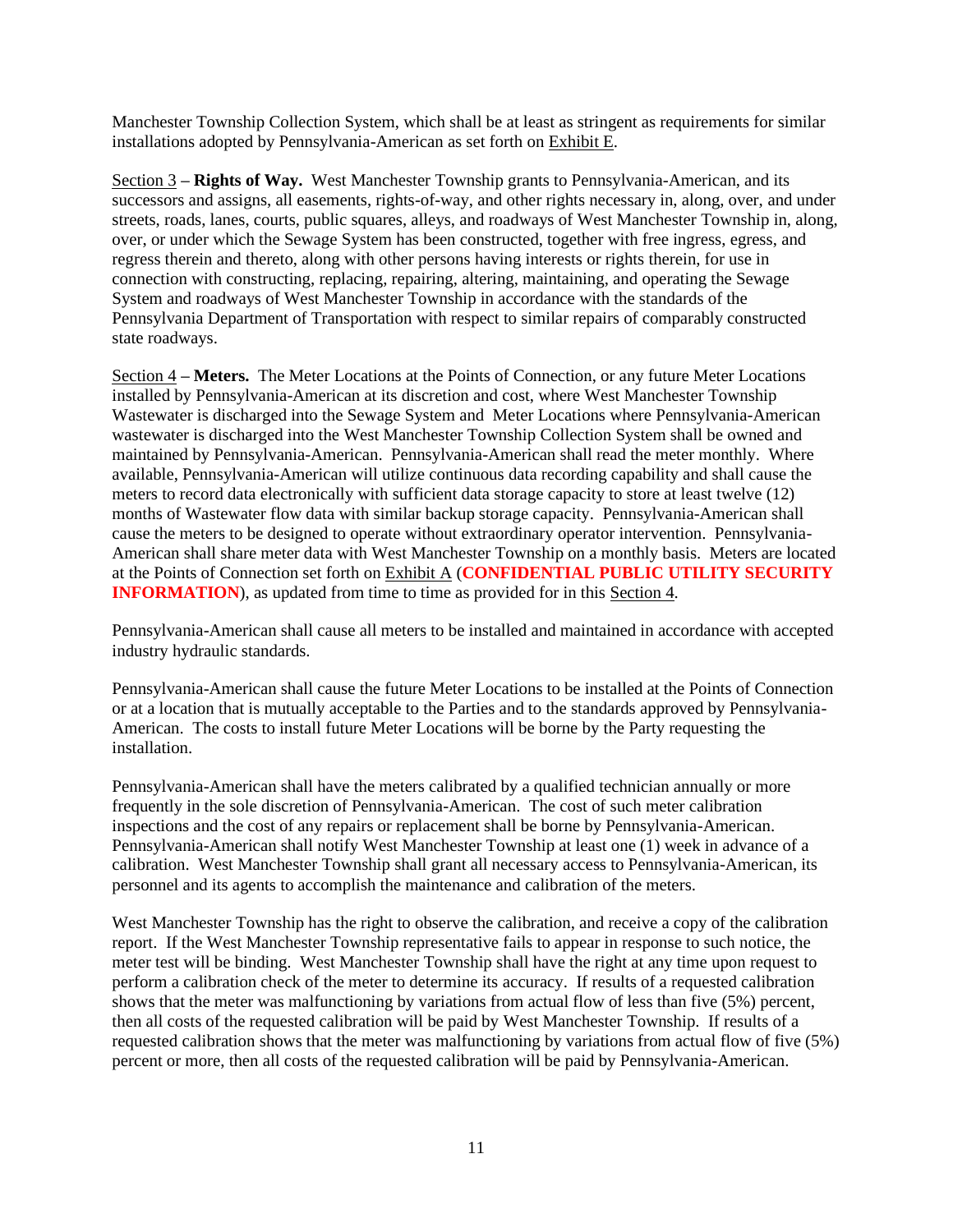Manchester Township Collection System, which shall be at least as stringent as requirements for similar installations adopted by Pennsylvania-American as set forth on Exhibit E.

Section 3 – **Rights of Way.** West Manchester Township grants to Pennsylvania-American, and its successors and assigns, all easements, rights-of-way, and other rights necessary in, along, over, and under streets, roads, lanes, courts, public squares, alleys, and roadways of West Manchester Township in, along, over, or under which the Sewage System has been constructed, together with free ingress, egress, and regress therein and thereto, along with other persons having interests or rights therein, for use in connection with constructing, replacing, repairing, altering, maintaining, and operating the Sewage System and roadways of West Manchester Township in accordance with the standards of the Pennsylvania Department of Transportation with respect to similar repairs of comparably constructed state roadways.

Section 4 – **Meters.** The Meter Locations at the Points of Connection, or any future Meter Locations installed by Pennsylvania-American at its discretion and cost, where West Manchester Township Wastewater is discharged into the Sewage System and Meter Locations where Pennsylvania-American wastewater is discharged into the West Manchester Township Collection System shall be owned and maintained by Pennsylvania-American. Pennsylvania-American shall read the meter monthly. Where available, Pennsylvania-American will utilize continuous data recording capability and shall cause the meters to record data electronically with sufficient data storage capacity to store at least twelve (12) months of Wastewater flow data with similar backup storage capacity. Pennsylvania-American shall cause the meters to be designed to operate without extraordinary operator intervention. Pennsylvania-American shall share meter data with West Manchester Township on a monthly basis. Meters are located at the Points of Connection set forth on Exhibit A (**CONFIDENTIAL PUBLIC UTILITY SECURITY INFORMATION**), as updated from time to time as provided for in this Section 4.

Pennsylvania-American shall cause all meters to be installed and maintained in accordance with accepted industry hydraulic standards.

Pennsylvania-American shall cause the future Meter Locations to be installed at the Points of Connection or at a location that is mutually acceptable to the Parties and to the standards approved by Pennsylvania-American. The costs to install future Meter Locations will be borne by the Party requesting the installation.

Pennsylvania-American shall have the meters calibrated by a qualified technician annually or more frequently in the sole discretion of Pennsylvania-American. The cost of such meter calibration inspections and the cost of any repairs or replacement shall be borne by Pennsylvania-American. Pennsylvania-American shall notify West Manchester Township at least one (1) week in advance of a calibration. West Manchester Township shall grant all necessary access to Pennsylvania-American, its personnel and its agents to accomplish the maintenance and calibration of the meters.

West Manchester Township has the right to observe the calibration, and receive a copy of the calibration report. If the West Manchester Township representative fails to appear in response to such notice, the meter test will be binding. West Manchester Township shall have the right at any time upon request to perform a calibration check of the meter to determine its accuracy. If results of a requested calibration shows that the meter was malfunctioning by variations from actual flow of less than five (5%) percent, then all costs of the requested calibration will be paid by West Manchester Township. If results of a requested calibration shows that the meter was malfunctioning by variations from actual flow of five (5%) percent or more, then all costs of the requested calibration will be paid by Pennsylvania-American.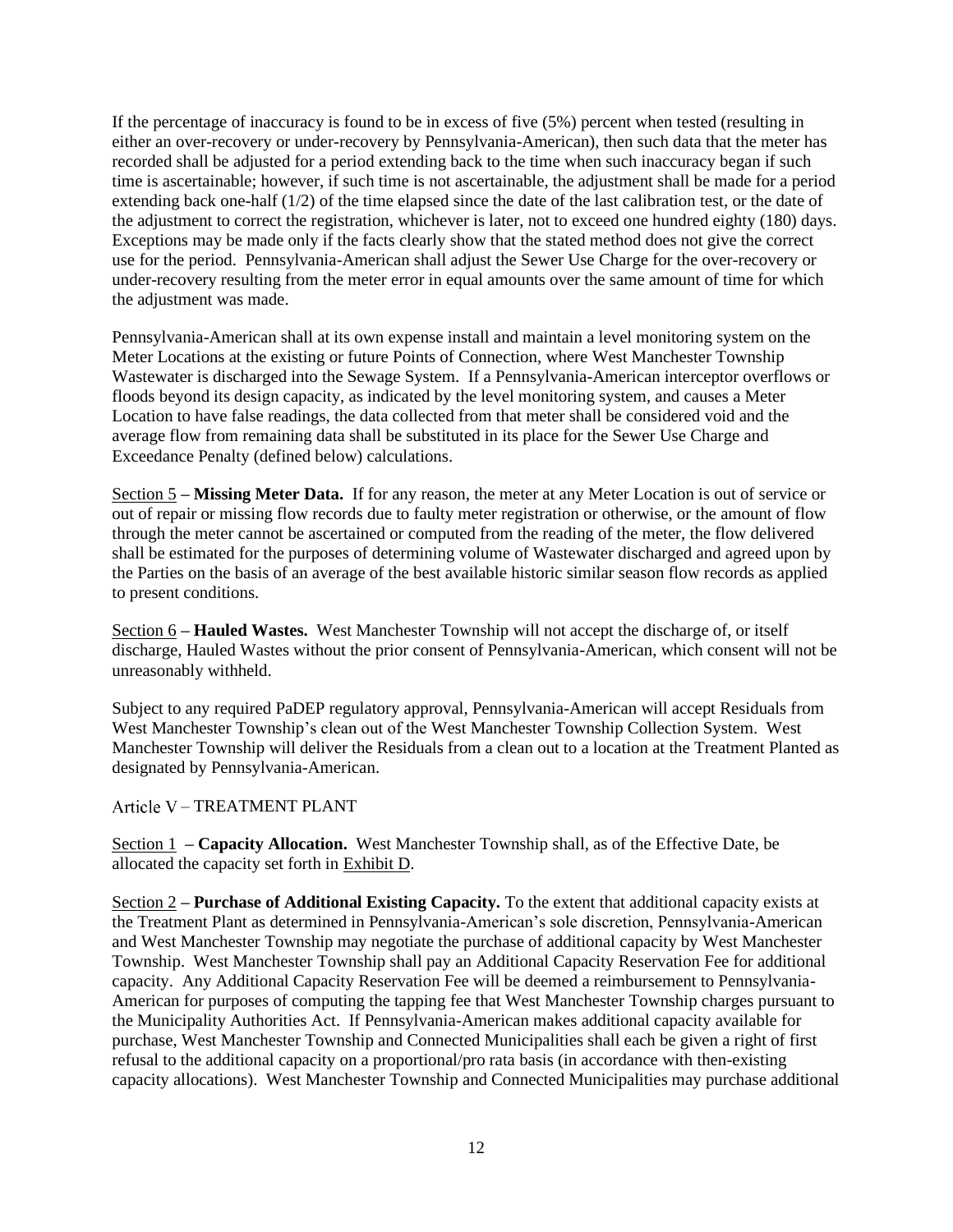If the percentage of inaccuracy is found to be in excess of five (5%) percent when tested (resulting in either an over-recovery or under-recovery by Pennsylvania-American), then such data that the meter has recorded shall be adjusted for a period extending back to the time when such inaccuracy began if such time is ascertainable; however, if such time is not ascertainable, the adjustment shall be made for a period extending back one-half (1/2) of the time elapsed since the date of the last calibration test, or the date of the adjustment to correct the registration, whichever is later, not to exceed one hundred eighty (180) days. Exceptions may be made only if the facts clearly show that the stated method does not give the correct use for the period. Pennsylvania-American shall adjust the Sewer Use Charge for the over-recovery or under-recovery resulting from the meter error in equal amounts over the same amount of time for which the adjustment was made.

Pennsylvania-American shall at its own expense install and maintain a level monitoring system on the Meter Locations at the existing or future Points of Connection, where West Manchester Township Wastewater is discharged into the Sewage System. If a Pennsylvania-American interceptor overflows or floods beyond its design capacity, as indicated by the level monitoring system, and causes a Meter Location to have false readings, the data collected from that meter shall be considered void and the average flow from remaining data shall be substituted in its place for the Sewer Use Charge and Exceedance Penalty (defined below) calculations.

Section 5 – **Missing Meter Data.** If for any reason, the meter at any Meter Location is out of service or out of repair or missing flow records due to faulty meter registration or otherwise, or the amount of flow through the meter cannot be ascertained or computed from the reading of the meter, the flow delivered shall be estimated for the purposes of determining volume of Wastewater discharged and agreed upon by the Parties on the basis of an average of the best available historic similar season flow records as applied to present conditions.

Section 6 – **Hauled Wastes.** West Manchester Township will not accept the discharge of, or itself discharge, Hauled Wastes without the prior consent of Pennsylvania-American, which consent will not be unreasonably withheld.

Subject to any required PaDEP regulatory approval, Pennsylvania-American will accept Residuals from West Manchester Township's clean out of the West Manchester Township Collection System. West Manchester Township will deliver the Residuals from a clean out to a location at the Treatment Planted as designated by Pennsylvania-American.

## Article V – TREATMENT PLANT

Section 1 – **Capacity Allocation.** West Manchester Township shall, as of the Effective Date, be allocated the capacity set forth in Exhibit D.

Section 2 – **Purchase of Additional Existing Capacity.** To the extent that additional capacity exists at the Treatment Plant as determined in Pennsylvania-American's sole discretion, Pennsylvania-American and West Manchester Township may negotiate the purchase of additional capacity by West Manchester Township. West Manchester Township shall pay an Additional Capacity Reservation Fee for additional capacity. Any Additional Capacity Reservation Fee will be deemed a reimbursement to Pennsylvania-American for purposes of computing the tapping fee that West Manchester Township charges pursuant to the Municipality Authorities Act. If Pennsylvania-American makes additional capacity available for purchase, West Manchester Township and Connected Municipalities shall each be given a right of first refusal to the additional capacity on a proportional/pro rata basis (in accordance with then-existing capacity allocations). West Manchester Township and Connected Municipalities may purchase additional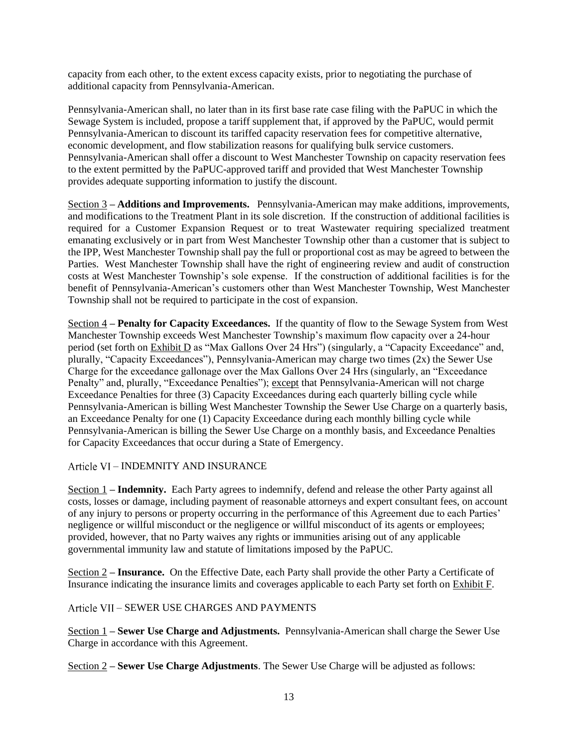capacity from each other, to the extent excess capacity exists, prior to negotiating the purchase of additional capacity from Pennsylvania-American.

Pennsylvania-American shall, no later than in its first base rate case filing with the PaPUC in which the Sewage System is included, propose a tariff supplement that, if approved by the PaPUC, would permit Pennsylvania-American to discount its tariffed capacity reservation fees for competitive alternative, economic development, and flow stabilization reasons for qualifying bulk service customers. Pennsylvania-American shall offer a discount to West Manchester Township on capacity reservation fees to the extent permitted by the PaPUC-approved tariff and provided that West Manchester Township provides adequate supporting information to justify the discount.

<u>Section 3</u> **– Additions and Improvements.** Pennsylvania-American may make additions, improvements, and modifications to the Treatment Plant in its sole discretion. If the construction of additional facilities is required for a Customer Expansion Request or to treat Wastewater requiring specialized treatment emanating exclusively or in part from West Manchester Township other than a customer that is subject to the IPP, West Manchester Township shall pay the full or proportional cost as may be agreed to between the Parties. West Manchester Township shall have the right of engineering review and audit of construction costs at West Manchester Township's sole expense. If the construction of additional facilities is for the benefit of Pennsylvania-American's customers other than West Manchester Township, West Manchester Township shall not be required to participate in the cost of expansion.

<u>Section 4</u> **– Penalty for Capacity Exceedances.** If the quantity of flow to the Sewage System from West Manchester Township exceeds West Manchester Township's maximum flow capacity over a 24-hour period (set forth on <u>Exhibit D</u> as "Max Gallons Over 24 Hrs") (singularly, a "Capacity Exceedance" and, plurally, "Capacity Exceedances"), Pennsylvania-American may charge two times (2x) the Sewer Use Charge for the exceedance gallonage over the Max Gallons Over 24 Hrs (singularly, an "Exceedance Penalty" and, plurally, "Exceedance Penalties"); <u>except</u> that Pennsylvania-American will not charge Exceedance Penalties for three (3) Capacity Exceedances during each quarterly billing cycle while Pennsylvania-American is billing West Manchester Township the Sewer Use Charge on a quarterly basis, an Exceedance Penalty for one (1) Capacity Exceedance during each monthly billing cycle while Pennsylvania-American is billing the Sewer Use Charge on a monthly basis, and Exceedance Penalties for Capacity Exceedances that occur during a State of Emergency.

## Article VI – INDEMNITY AND INSURANCE

<u>Section 1</u> **– Indemnity.** Each Party agrees to indemnify, defend and release the other Party against all costs, losses or damage, including payment of reasonable attorneys and expert consultant fees, on account of any injury to persons or property occurring in the performance of this Agreement due to each Parties' negligence or willful misconduct or the negligence or willful misconduct of its agents or employees; provided, however, that no Party waives any rights or immunities arising out of any applicable governmental immunity law and statute of limitations imposed by the PaPUC.

<u>Section 2</u> **– Insurance.** On the Effective Date, each Party shall provide the other Party a Certificate of Insurance indicating the insurance limits and coverages applicable to each Party set forth on <u>Exhibit F</u>.

## Article VII – SEWER USE CHARGES AND PAYMENTS

<u>Section 1</u> **– Sewer Use Charge and Adjustments.** Pennsylvania-American shall charge the Sewer Use Charge in accordance with this Agreement.

<u>Section 2</u> **– Sewer Use Charge Adjustments**. The Sewer Use Charge will be adjusted as follows: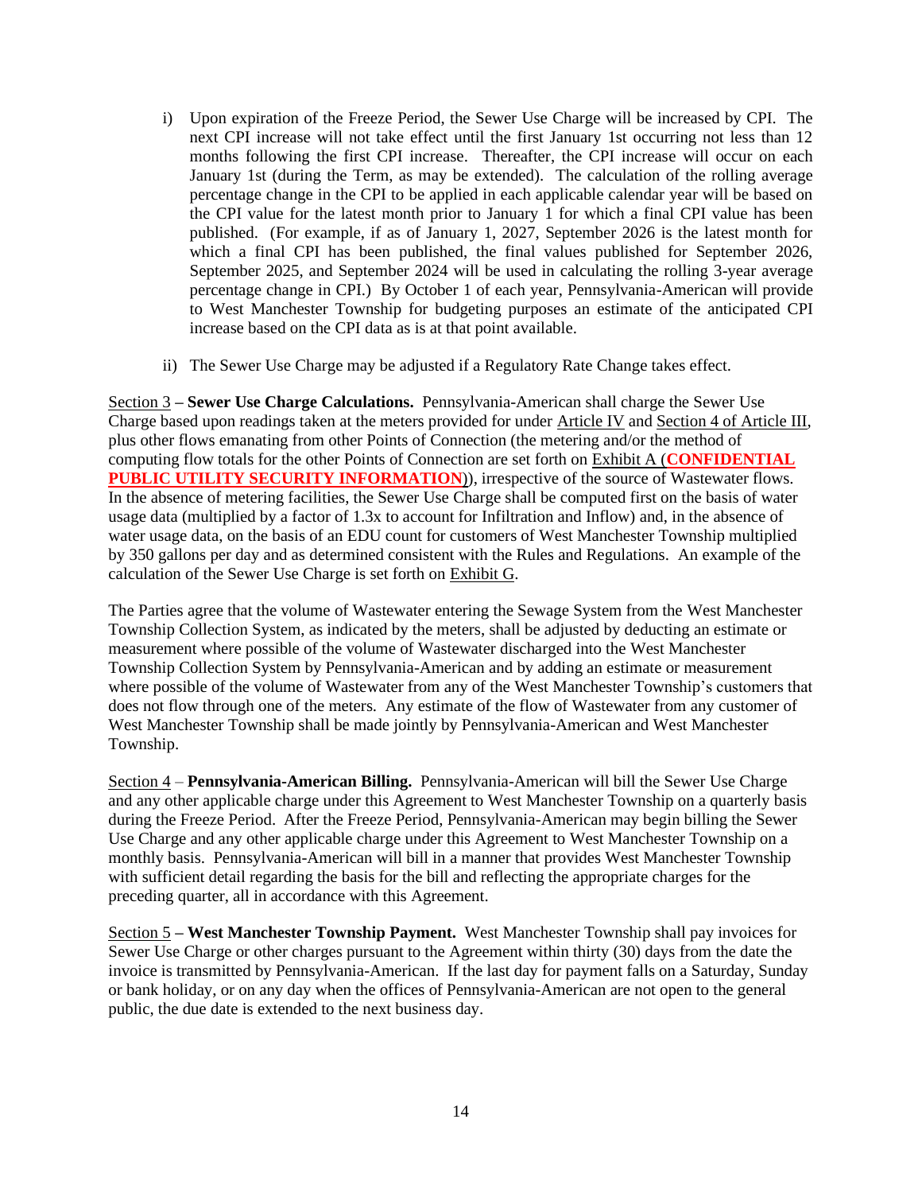i) Upon expiration of the Freeze Period, the Sewer Use Charge will be increased by CPI. The next CPI increase will not take effect until the first January 1st occurring not less than 12 months following the first CPI increase. Thereafter, the CPI increase will occur on each January 1st (during the Term, as may be extended). The calculation of the rolling average percentage change in the CPI to be applied in each applicable calendar year will be based on the CPI value for the latest month prior to January 1 for which a final CPI value has been published. (For example, if as of January 1, 2027, September 2026 is the latest month for which a final CPI has been published, the final values published for September 2026, September 2025, and September 2024 will be used in calculating the rolling 3-year average percentage change in CPI.) By October 1 of each year, Pennsylvania-American will provide to West Manchester Township for budgeting purposes an estimate of the anticipated CPI increase based on the CPI data as is at that point available.

ii) The Sewer Use Charge may be adjusted if a Regulatory Rate Change takes effect.

Section 3 – **Sewer Use Charge Calculations.** Pennsylvania-American shall charge the Sewer Use Charge based upon readings taken at the meters provided for under Article IV and Section 4 of Article III, plus other flows emanating from other Points of Connection (the metering and/or the method of computing flow totals for the other Points of Connection are set forth on Exhibit A (**CONFIDENTIAL PUBLIC UTILITY SECURITY INFORMATION**)), irrespective of the source of Wastewater flows. In the absence of metering facilities, the Sewer Use Charge shall be computed first on the basis of water usage data (multiplied by a factor of 1.3x to account for Infiltration and Inflow) and, in the absence of water usage data, on the basis of an EDU count for customers of West Manchester Township multiplied by 350 gallons per day and as determined consistent with the Rules and Regulations. An example of the calculation of the Sewer Use Charge is set forth on Exhibit G.

The Parties agree that the volume of Wastewater entering the Sewage System from the West Manchester Township Collection System, as indicated by the meters, shall be adjusted by deducting an estimate or measurement where possible of the volume of Wastewater discharged into the West Manchester Township Collection System by Pennsylvania-American and by adding an estimate or measurement where possible of the volume of Wastewater from any of the West Manchester Township's customers that does not flow through one of the meters. Any estimate of the flow of Wastewater from any customer of West Manchester Township shall be made jointly by Pennsylvania-American and West Manchester Township.

Section 4 – **Pennsylvania-American Billing.** Pennsylvania-American will bill the Sewer Use Charge and any other applicable charge under this Agreement to West Manchester Township on a quarterly basis during the Freeze Period. After the Freeze Period, Pennsylvania-American may begin billing the Sewer Use Charge and any other applicable charge under this Agreement to West Manchester Township on a monthly basis. Pennsylvania-American will bill in a manner that provides West Manchester Township with sufficient detail regarding the basis for the bill and reflecting the appropriate charges for the preceding quarter, all in accordance with this Agreement.

Section 5 – **West Manchester Township Payment.** West Manchester Township shall pay invoices for Sewer Use Charge or other charges pursuant to the Agreement within thirty (30) days from the date the invoice is transmitted by Pennsylvania-American. If the last day for payment falls on a Saturday, Sunday or bank holiday, or on any day when the offices of Pennsylvania-American are not open to the general public, the due date is extended to the next business day.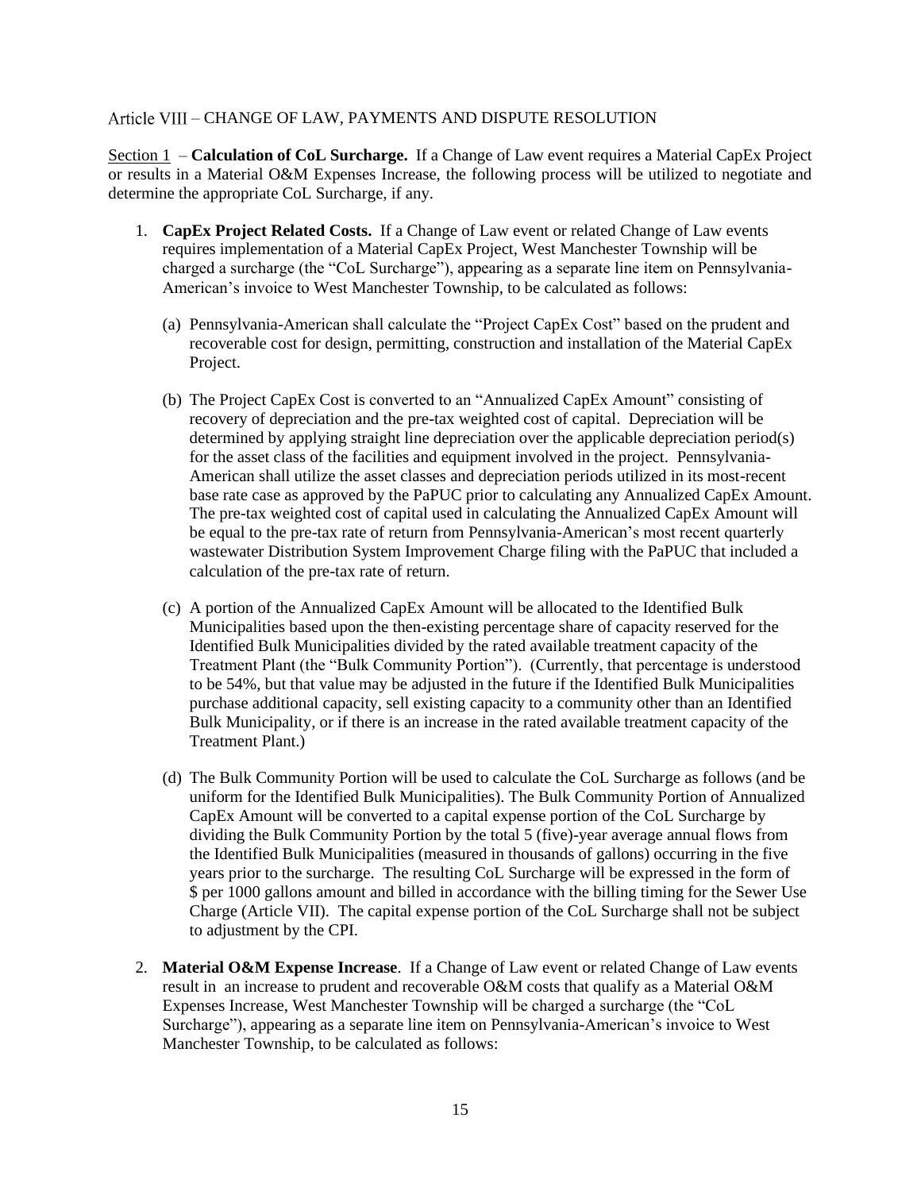## Article VIII – CHANGE OF LAW, PAYMENTS AND DISPUTE RESOLUTION

Section 1 – **Calculation of CoL Surcharge.** If a Change of Law event requires a Material CapEx Project or results in a Material O&M Expenses Increase, the following process will be utilized to negotiate and determine the appropriate CoL Surcharge, if any.

1. **CapEx Project Related Costs.** If a Change of Law event or related Change of Law events requires implementation of a Material CapEx Project, West Manchester Township will be charged a surcharge (the "CoL Surcharge"), appearing as a separate line item on Pennsylvania-American's invoice to West Manchester Township, to be calculated as follows:

   (a) Pennsylvania-American shall calculate the "Project CapEx Cost" based on the prudent and recoverable cost for design, permitting, construction and installation of the Material CapEx Project.

   (b) The Project CapEx Cost is converted to an "Annualized CapEx Amount" consisting of recovery of depreciation and the pre-tax weighted cost of capital. Depreciation will be determined by applying straight line depreciation over the applicable depreciation period(s) for the asset class of the facilities and equipment involved in the project. Pennsylvania-American shall utilize the asset classes and depreciation periods utilized in its most-recent base rate case as approved by the PaPUC prior to calculating any Annualized CapEx Amount. The pre-tax weighted cost of capital used in calculating the Annualized CapEx Amount will be equal to the pre-tax rate of return from Pennsylvania-American's most recent quarterly wastewater Distribution System Improvement Charge filing with the PaPUC that included a calculation of the pre-tax rate of return.

   (c) A portion of the Annualized CapEx Amount will be allocated to the Identified Bulk Municipalities based upon the then-existing percentage share of capacity reserved for the Identified Bulk Municipalities divided by the rated available treatment capacity of the Treatment Plant (the "Bulk Community Portion"). (Currently, that percentage is understood to be 54%, but that value may be adjusted in the future if the Identified Bulk Municipalities purchase additional capacity, sell existing capacity to a community other than an Identified Bulk Municipality, or if there is an increase in the rated available treatment capacity of the Treatment Plant.)

   (d) The Bulk Community Portion will be used to calculate the CoL Surcharge as follows (and be uniform for the Identified Bulk Municipalities). The Bulk Community Portion of Annualized CapEx Amount will be converted to a capital expense portion of the CoL Surcharge by dividing the Bulk Community Portion by the total 5 (five)-year average annual flows from the Identified Bulk Municipalities (measured in thousands of gallons) occurring in the five years prior to the surcharge. The resulting CoL Surcharge will be expressed in the form of $ per 1000 gallons amount and billed in accordance with the billing timing for the Sewer Use Charge (Article VII). The capital expense portion of the CoL Surcharge shall not be subject to adjustment by the CPI.

2. **Material O&M Expense Increase**. If a Change of Law event or related Change of Law events result in an increase to prudent and recoverable O&M costs that qualify as a Material O&M Expenses Increase, West Manchester Township will be charged a surcharge (the "CoL Surcharge"), appearing as a separate line item on Pennsylvania-American's invoice to West Manchester Township, to be calculated as follows: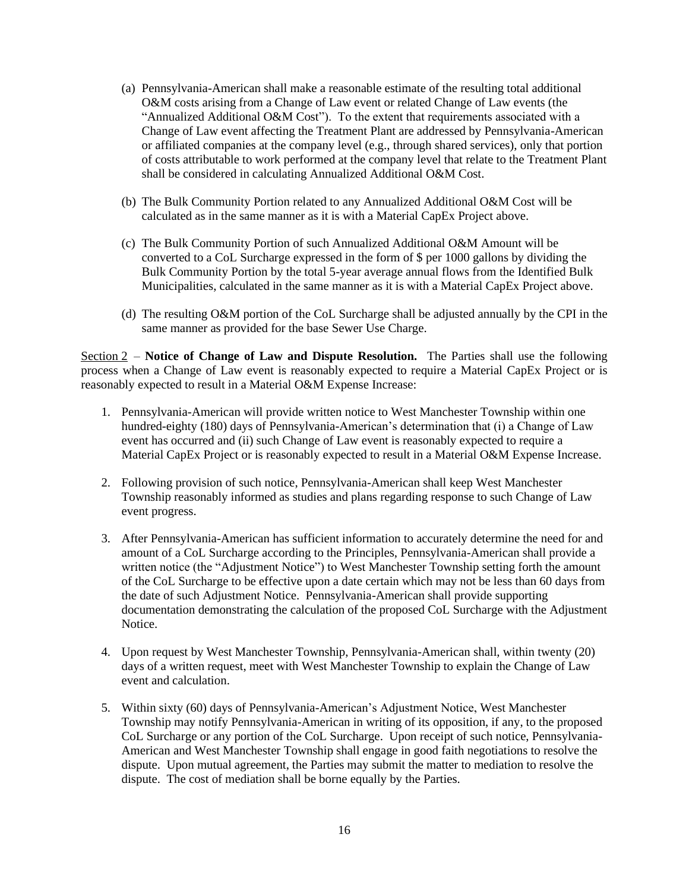(a) Pennsylvania-American shall make a reasonable estimate of the resulting total additional O&M costs arising from a Change of Law event or related Change of Law events (the "Annualized Additional O&M Cost"). To the extent that requirements associated with a Change of Law event affecting the Treatment Plant are addressed by Pennsylvania-American or affiliated companies at the company level (e.g., through shared services), only that portion of costs attributable to work performed at the company level that relate to the Treatment Plant shall be considered in calculating Annualized Additional O&M Cost.

(b) The Bulk Community Portion related to any Annualized Additional O&M Cost will be calculated as in the same manner as it is with a Material CapEx Project above.

(c) The Bulk Community Portion of such Annualized Additional O&M Amount will be converted to a CoL Surcharge expressed in the form of $ per 1000 gallons by dividing the Bulk Community Portion by the total 5-year average annual flows from the Identified Bulk Municipalities, calculated in the same manner as it is with a Material CapEx Project above.

(d) The resulting O&M portion of the CoL Surcharge shall be adjusted annually by the CPI in the same manner as provided for the base Sewer Use Charge.

Section 2 – **Notice of Change of Law and Dispute Resolution.** The Parties shall use the following process when a Change of Law event is reasonably expected to require a Material CapEx Project or is reasonably expected to result in a Material O&M Expense Increase:

1. Pennsylvania-American will provide written notice to West Manchester Township within one hundred-eighty (180) days of Pennsylvania-American's determination that (i) a Change of Law event has occurred and (ii) such Change of Law event is reasonably expected to require a Material CapEx Project or is reasonably expected to result in a Material O&M Expense Increase.

2. Following provision of such notice, Pennsylvania-American shall keep West Manchester Township reasonably informed as studies and plans regarding response to such Change of Law event progress.

3. After Pennsylvania-American has sufficient information to accurately determine the need for and amount of a CoL Surcharge according to the Principles, Pennsylvania-American shall provide a written notice (the "Adjustment Notice") to West Manchester Township setting forth the amount of the CoL Surcharge to be effective upon a date certain which may not be less than 60 days from the date of such Adjustment Notice. Pennsylvania-American shall provide supporting documentation demonstrating the calculation of the proposed CoL Surcharge with the Adjustment Notice.

4. Upon request by West Manchester Township, Pennsylvania-American shall, within twenty (20) days of a written request, meet with West Manchester Township to explain the Change of Law event and calculation.

5. Within sixty (60) days of Pennsylvania-American's Adjustment Notice, West Manchester Township may notify Pennsylvania-American in writing of its opposition, if any, to the proposed CoL Surcharge or any portion of the CoL Surcharge. Upon receipt of such notice, Pennsylvania-American and West Manchester Township shall engage in good faith negotiations to resolve the dispute. Upon mutual agreement, the Parties may submit the matter to mediation to resolve the dispute. The cost of mediation shall be borne equally by the Parties.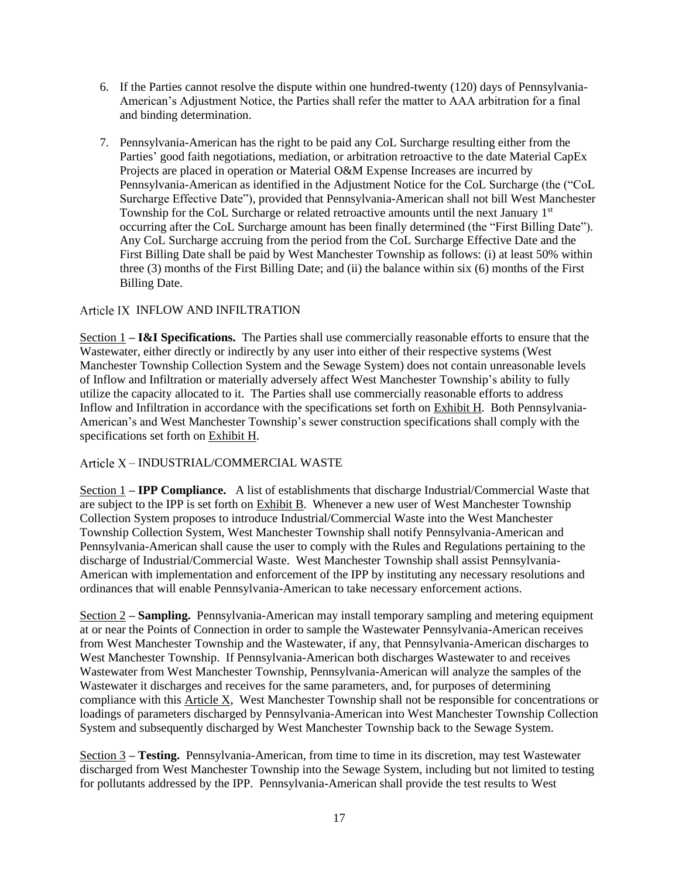6. If the Parties cannot resolve the dispute within one hundred-twenty (120) days of Pennsylvania-American's Adjustment Notice, the Parties shall refer the matter to AAA arbitration for a final and binding determination.

7. Pennsylvania-American has the right to be paid any CoL Surcharge resulting either from the Parties' good faith negotiations, mediation, or arbitration retroactive to the date Material CapEx Projects are placed in operation or Material O&M Expense Increases are incurred by Pennsylvania-American as identified in the Adjustment Notice for the CoL Surcharge (the ("CoL Surcharge Effective Date"), provided that Pennsylvania-American shall not bill West Manchester Township for the CoL Surcharge or related retroactive amounts until the next January 1st occurring after the CoL Surcharge amount has been finally determined (the "First Billing Date"). Any CoL Surcharge accruing from the period from the CoL Surcharge Effective Date and the First Billing Date shall be paid by West Manchester Township as follows: (i) at least 50% within three (3) months of the First Billing Date; and (ii) the balance within six (6) months of the First Billing Date.

## Article IX INFLOW AND INFILTRATION

Section 1 – **I&I Specifications.** The Parties shall use commercially reasonable efforts to ensure that the Wastewater, either directly or indirectly by any user into either of their respective systems (West Manchester Township Collection System and the Sewage System) does not contain unreasonable levels of Inflow and Infiltration or materially adversely affect West Manchester Township's ability to fully utilize the capacity allocated to it. The Parties shall use commercially reasonable efforts to address Inflow and Infiltration in accordance with the specifications set forth on Exhibit H. Both Pennsylvania-American's and West Manchester Township's sewer construction specifications shall comply with the specifications set forth on Exhibit H.

## Article X – INDUSTRIAL/COMMERCIAL WASTE

Section 1 – **IPP Compliance.** A list of establishments that discharge Industrial/Commercial Waste that are subject to the IPP is set forth on Exhibit B. Whenever a new user of West Manchester Township Collection System proposes to introduce Industrial/Commercial Waste into the West Manchester Township Collection System, West Manchester Township shall notify Pennsylvania-American and Pennsylvania-American shall cause the user to comply with the Rules and Regulations pertaining to the discharge of Industrial/Commercial Waste. West Manchester Township shall assist Pennsylvania-American with implementation and enforcement of the IPP by instituting any necessary resolutions and ordinances that will enable Pennsylvania-American to take necessary enforcement actions.

Section 2 – **Sampling.** Pennsylvania-American may install temporary sampling and metering equipment at or near the Points of Connection in order to sample the Wastewater Pennsylvania-American receives from West Manchester Township and the Wastewater, if any, that Pennsylvania-American discharges to West Manchester Township. If Pennsylvania-American both discharges Wastewater to and receives Wastewater from West Manchester Township, Pennsylvania-American will analyze the samples of the Wastewater it discharges and receives for the same parameters, and, for purposes of determining compliance with this Article X, West Manchester Township shall not be responsible for concentrations or loadings of parameters discharged by Pennsylvania-American into West Manchester Township Collection System and subsequently discharged by West Manchester Township back to the Sewage System.

Section 3 – **Testing.** Pennsylvania-American, from time to time in its discretion, may test Wastewater discharged from West Manchester Township into the Sewage System, including but not limited to testing for pollutants addressed by the IPP. Pennsylvania-American shall provide the test results to West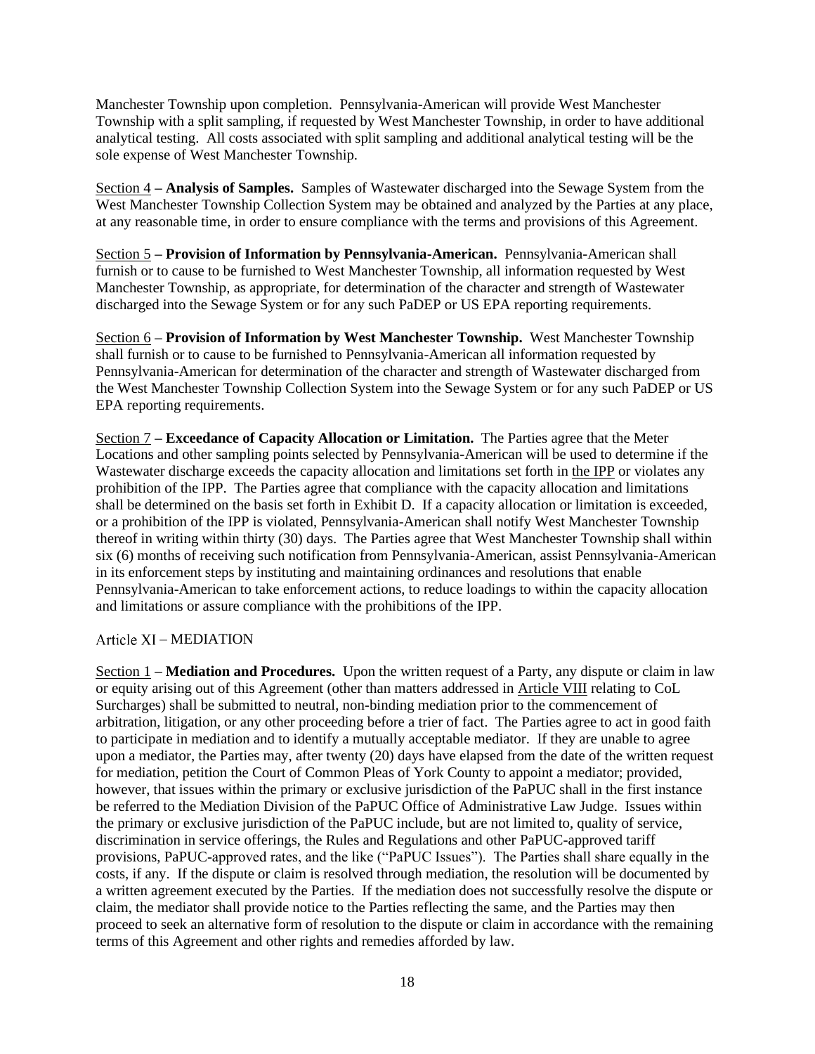Manchester Township upon completion. Pennsylvania-American will provide West Manchester Township with a split sampling, if requested by West Manchester Township, in order to have additional analytical testing. All costs associated with split sampling and additional analytical testing will be the sole expense of West Manchester Township.

Section 4 – **Analysis of Samples.** Samples of Wastewater discharged into the Sewage System from the West Manchester Township Collection System may be obtained and analyzed by the Parties at any place, at any reasonable time, in order to ensure compliance with the terms and provisions of this Agreement.

Section 5 – **Provision of Information by Pennsylvania-American.** Pennsylvania-American shall furnish or to cause to be furnished to West Manchester Township, all information requested by West Manchester Township, as appropriate, for determination of the character and strength of Wastewater discharged into the Sewage System or for any such PaDEP or US EPA reporting requirements.

Section 6 – **Provision of Information by West Manchester Township.** West Manchester Township shall furnish or to cause to be furnished to Pennsylvania-American all information requested by Pennsylvania-American for determination of the character and strength of Wastewater discharged from the West Manchester Township Collection System into the Sewage System or for any such PaDEP or US EPA reporting requirements.

Section 7 – **Exceedance of Capacity Allocation or Limitation.** The Parties agree that the Meter Locations and other sampling points selected by Pennsylvania-American will be used to determine if the Wastewater discharge exceeds the capacity allocation and limitations set forth in the IPP or violates any prohibition of the IPP. The Parties agree that compliance with the capacity allocation and limitations shall be determined on the basis set forth in Exhibit D. If a capacity allocation or limitation is exceeded, or a prohibition of the IPP is violated, Pennsylvania-American shall notify West Manchester Township thereof in writing within thirty (30) days. The Parties agree that West Manchester Township shall within six (6) months of receiving such notification from Pennsylvania-American, assist Pennsylvania-American in its enforcement steps by instituting and maintaining ordinances and resolutions that enable Pennsylvania-American to take enforcement actions, to reduce loadings to within the capacity allocation and limitations or assure compliance with the prohibitions of the IPP.

## Article XI – MEDIATION

Section 1 – **Mediation and Procedures.** Upon the written request of a Party, any dispute or claim in law or equity arising out of this Agreement (other than matters addressed in Article VIII relating to CoL Surcharges) shall be submitted to neutral, non-binding mediation prior to the commencement of arbitration, litigation, or any other proceeding before a trier of fact. The Parties agree to act in good faith to participate in mediation and to identify a mutually acceptable mediator. If they are unable to agree upon a mediator, the Parties may, after twenty (20) days have elapsed from the date of the written request for mediation, petition the Court of Common Pleas of York County to appoint a mediator; provided, however, that issues within the primary or exclusive jurisdiction of the PaPUC shall in the first instance be referred to the Mediation Division of the PaPUC Office of Administrative Law Judge. Issues within the primary or exclusive jurisdiction of the PaPUC include, but are not limited to, quality of service, discrimination in service offerings, the Rules and Regulations and other PaPUC-approved tariff provisions, PaPUC-approved rates, and the like ("PaPUC Issues"). The Parties shall share equally in the costs, if any. If the dispute or claim is resolved through mediation, the resolution will be documented by a written agreement executed by the Parties. If the mediation does not successfully resolve the dispute or claim, the mediator shall provide notice to the Parties reflecting the same, and the Parties may then proceed to seek an alternative form of resolution to the dispute or claim in accordance with the remaining terms of this Agreement and other rights and remedies afforded by law.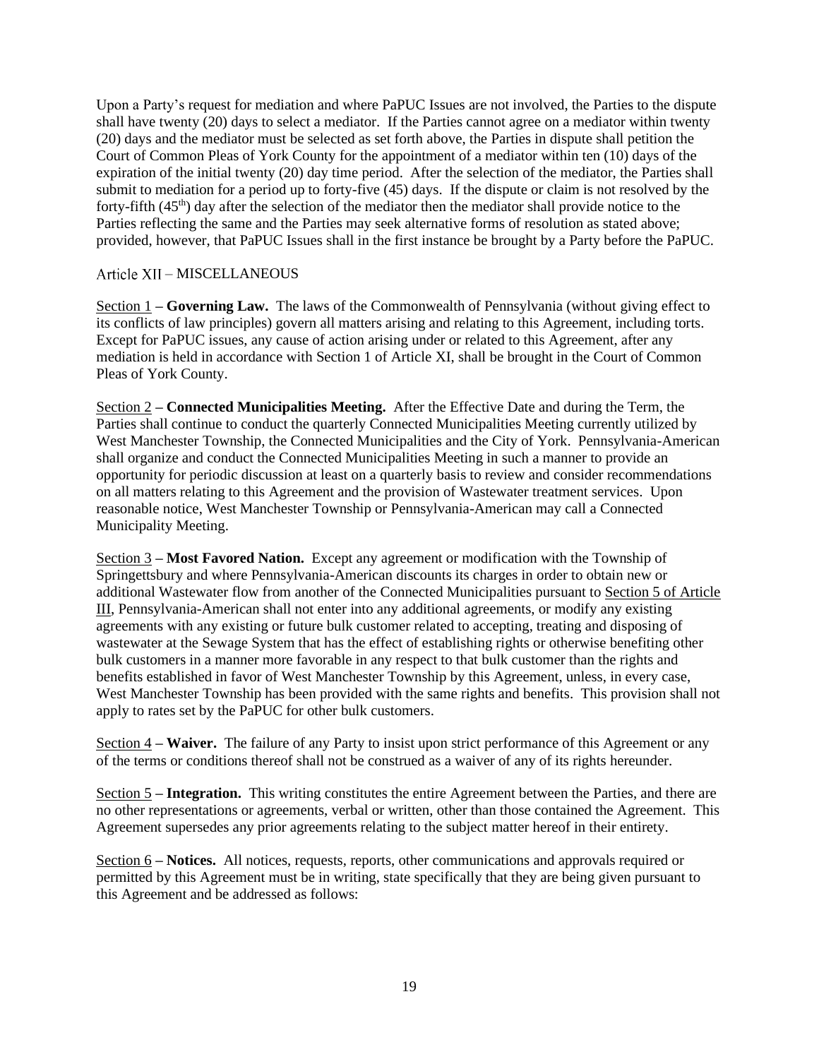Upon a Party's request for mediation and where PaPUC Issues are not involved, the Parties to the dispute shall have twenty (20) days to select a mediator. If the Parties cannot agree on a mediator within twenty (20) days and the mediator must be selected as set forth above, the Parties in dispute shall petition the Court of Common Pleas of York County for the appointment of a mediator within ten (10) days of the expiration of the initial twenty (20) day time period. After the selection of the mediator, the Parties shall submit to mediation for a period up to forty-five (45) days. If the dispute or claim is not resolved by the forty-fifth (45th) day after the selection of the mediator then the mediator shall provide notice to the Parties reflecting the same and the Parties may seek alternative forms of resolution as stated above; provided, however, that PaPUC Issues shall in the first instance be brought by a Party before the PaPUC.

## Article XII – MISCELLANEOUS

Section 1 – **Governing Law.** The laws of the Commonwealth of Pennsylvania (without giving effect to its conflicts of law principles) govern all matters arising and relating to this Agreement, including torts. Except for PaPUC issues, any cause of action arising under or related to this Agreement, after any mediation is held in accordance with Section 1 of Article XI, shall be brought in the Court of Common Pleas of York County.

Section 2 – **Connected Municipalities Meeting.** After the Effective Date and during the Term, the Parties shall continue to conduct the quarterly Connected Municipalities Meeting currently utilized by West Manchester Township, the Connected Municipalities and the City of York. Pennsylvania-American shall organize and conduct the Connected Municipalities Meeting in such a manner to provide an opportunity for periodic discussion at least on a quarterly basis to review and consider recommendations on all matters relating to this Agreement and the provision of Wastewater treatment services. Upon reasonable notice, West Manchester Township or Pennsylvania-American may call a Connected Municipality Meeting.

Section 3 – **Most Favored Nation.** Except any agreement or modification with the Township of Springettsbury and where Pennsylvania-American discounts its charges in order to obtain new or additional Wastewater flow from another of the Connected Municipalities pursuant to Section 5 of Article III, Pennsylvania-American shall not enter into any additional agreements, or modify any existing agreements with any existing or future bulk customer related to accepting, treating and disposing of wastewater at the Sewage System that has the effect of establishing rights or otherwise benefiting other bulk customers in a manner more favorable in any respect to that bulk customer than the rights and benefits established in favor of West Manchester Township by this Agreement, unless, in every case, West Manchester Township has been provided with the same rights and benefits. This provision shall not apply to rates set by the PaPUC for other bulk customers.

Section 4 – **Waiver.** The failure of any Party to insist upon strict performance of this Agreement or any of the terms or conditions thereof shall not be construed as a waiver of any of its rights hereunder.

Section 5 – **Integration.** This writing constitutes the entire Agreement between the Parties, and there are no other representations or agreements, verbal or written, other than those contained the Agreement. This Agreement supersedes any prior agreements relating to the subject matter hereof in their entirety.

Section 6 – **Notices.** All notices, requests, reports, other communications and approvals required or permitted by this Agreement must be in writing, state specifically that they are being given pursuant to this Agreement and be addressed as follows: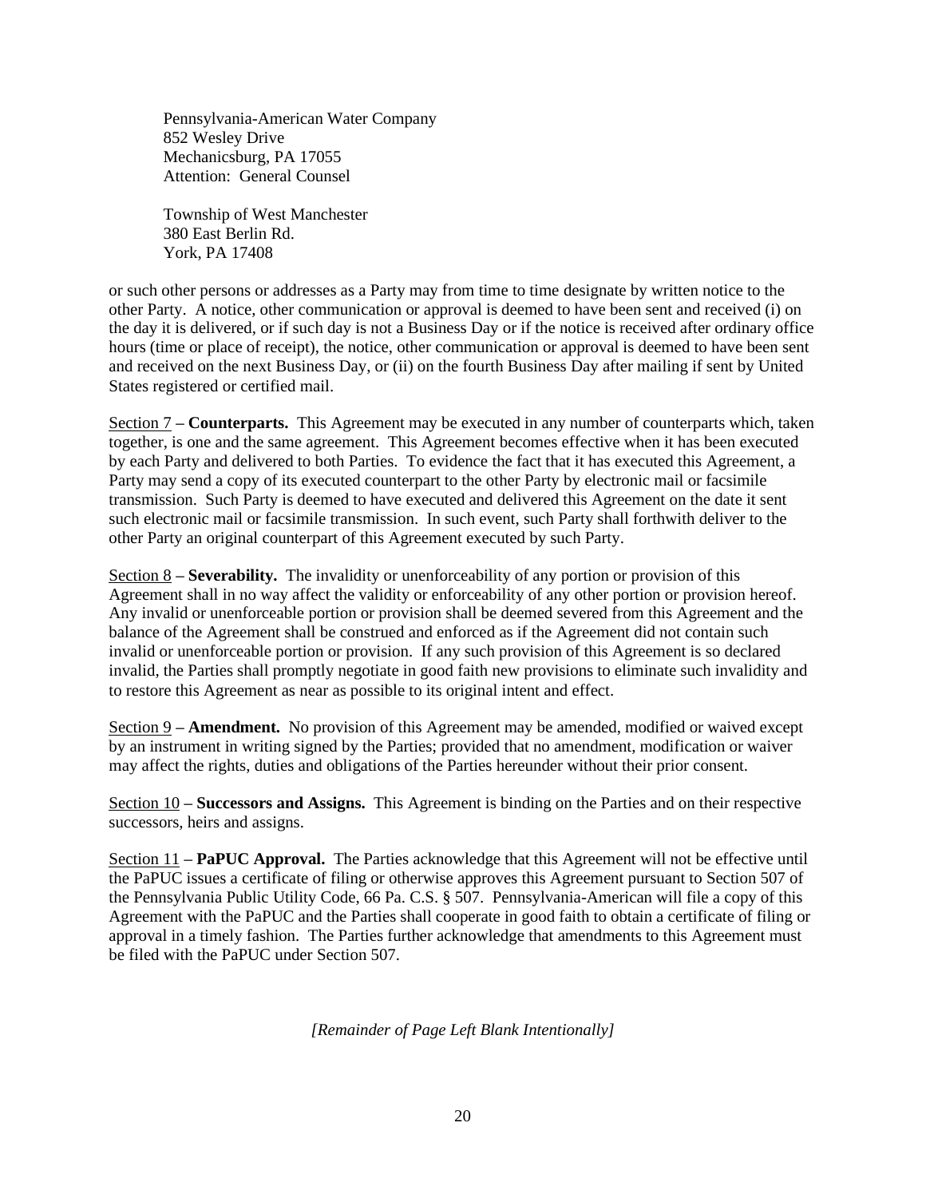Pennsylvania-American Water Company
852 Wesley Drive
Mechanicsburg, PA 17055
Attention: General Counsel

Township of West Manchester
380 East Berlin Rd.
York, PA 17408

or such other persons or addresses as a Party may from time to time designate by written notice to the other Party. A notice, other communication or approval is deemed to have been sent and received (i) on the day it is delivered, or if such day is not a Business Day or if the notice is received after ordinary office hours (time or place of receipt), the notice, other communication or approval is deemed to have been sent and received on the next Business Day, or (ii) on the fourth Business Day after mailing if sent by United States registered or certified mail.

Section 7 – **Counterparts.** This Agreement may be executed in any number of counterparts which, taken together, is one and the same agreement. This Agreement becomes effective when it has been executed by each Party and delivered to both Parties. To evidence the fact that it has executed this Agreement, a Party may send a copy of its executed counterpart to the other Party by electronic mail or facsimile transmission. Such Party is deemed to have executed and delivered this Agreement on the date it sent such electronic mail or facsimile transmission. In such event, such Party shall forthwith deliver to the other Party an original counterpart of this Agreement executed by such Party.

Section 8 – **Severability.** The invalidity or unenforceability of any portion or provision of this Agreement shall in no way affect the validity or enforceability of any other portion or provision hereof. Any invalid or unenforceable portion or provision shall be deemed severed from this Agreement and the balance of the Agreement shall be construed and enforced as if the Agreement did not contain such invalid or unenforceable portion or provision. If any such provision of this Agreement is so declared invalid, the Parties shall promptly negotiate in good faith new provisions to eliminate such invalidity and to restore this Agreement as near as possible to its original intent and effect.

Section 9 – **Amendment.** No provision of this Agreement may be amended, modified or waived except by an instrument in writing signed by the Parties; provided that no amendment, modification or waiver may affect the rights, duties and obligations of the Parties hereunder without their prior consent.

Section 10 – **Successors and Assigns.** This Agreement is binding on the Parties and on their respective successors, heirs and assigns.

Section 11 – **PaPUC Approval.** The Parties acknowledge that this Agreement will not be effective until the PaPUC issues a certificate of filing or otherwise approves this Agreement pursuant to Section 507 of the Pennsylvania Public Utility Code, 66 Pa. C.S. § 507. Pennsylvania-American will file a copy of this Agreement with the PaPUC and the Parties shall cooperate in good faith to obtain a certificate of filing or approval in a timely fashion. The Parties further acknowledge that amendments to this Agreement must be filed with the PaPUC under Section 507.

*[Remainder of Page Left Blank Intentionally]*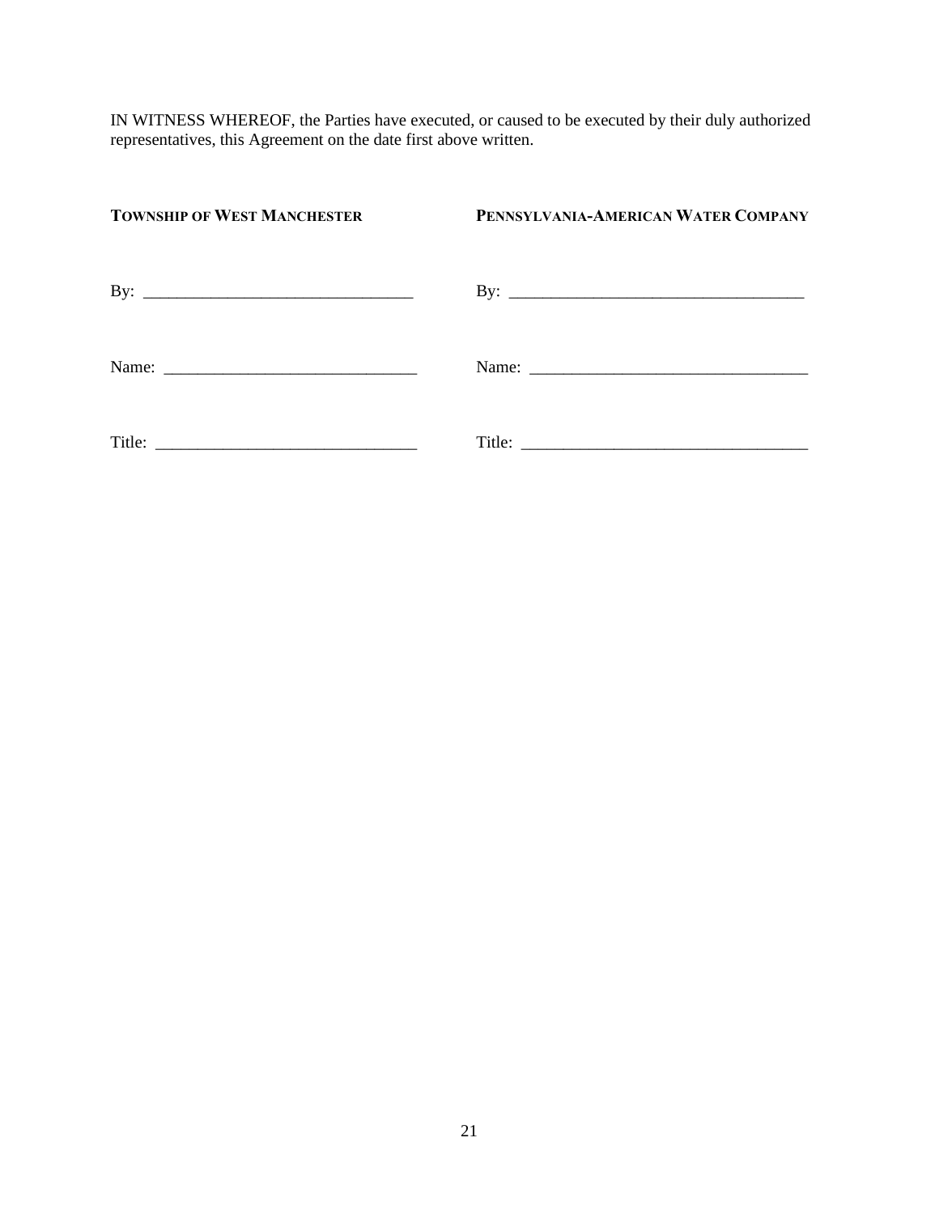IN WITNESS WHEREOF, the Parties have executed, or caused to be executed by their duly authorized representatives, this Agreement on the date first above written.

| **TOWNSHIP OF WEST MANCHESTER** | **PENNSYLVANIA-AMERICAN WATER COMPANY** |
|---|---|
| By: _______________________________ | By: __________________________________ |
| Name: _____________________________ | Name: ________________________________ |
| Title: ______________________________ | Title: _________________________________ |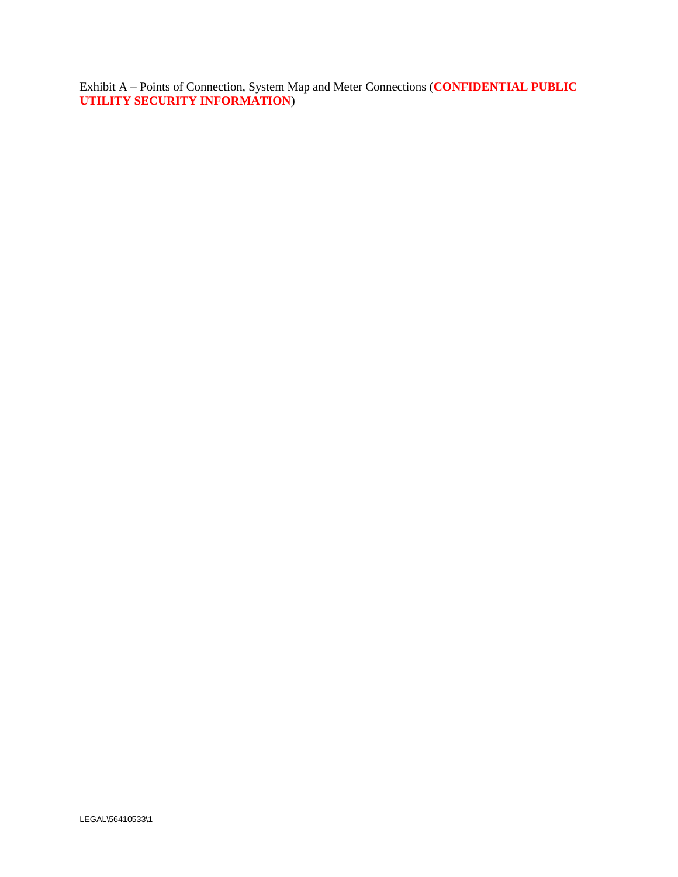Exhibit A – Points of Connection, System Map and Meter Connections (**CONFIDENTIAL PUBLIC UTILITY SECURITY INFORMATION**)

LEGAL\56410533\1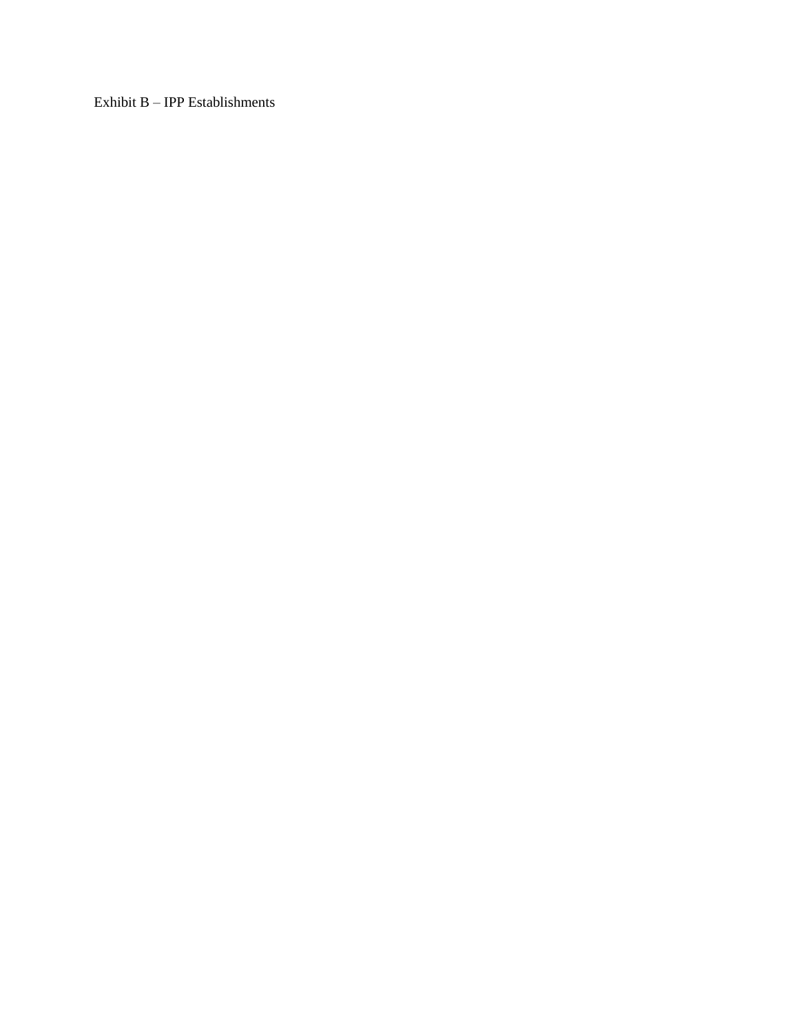Exhibit B – IPP Establishments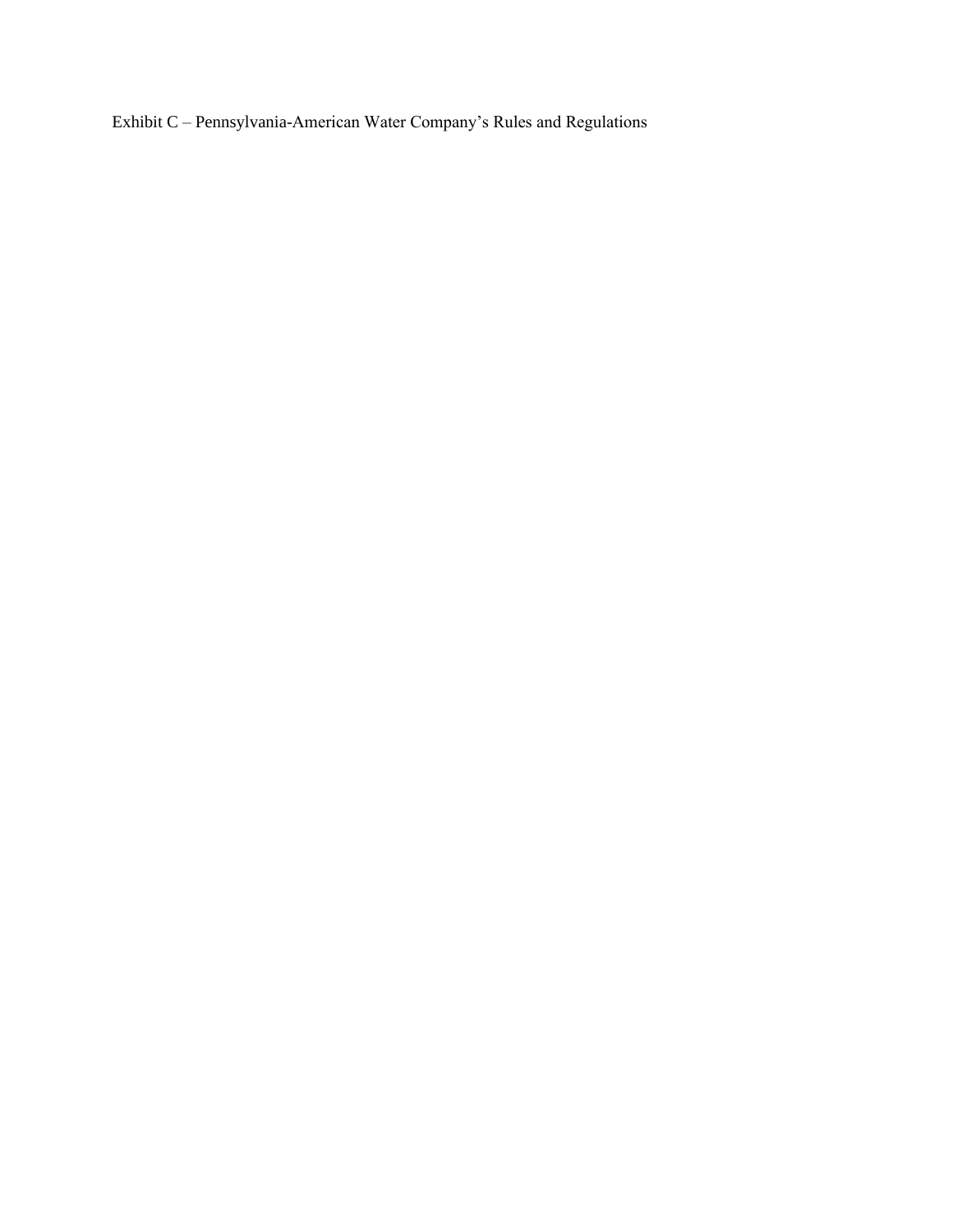Exhibit C – Pennsylvania-American Water Company’s Rules and Regulations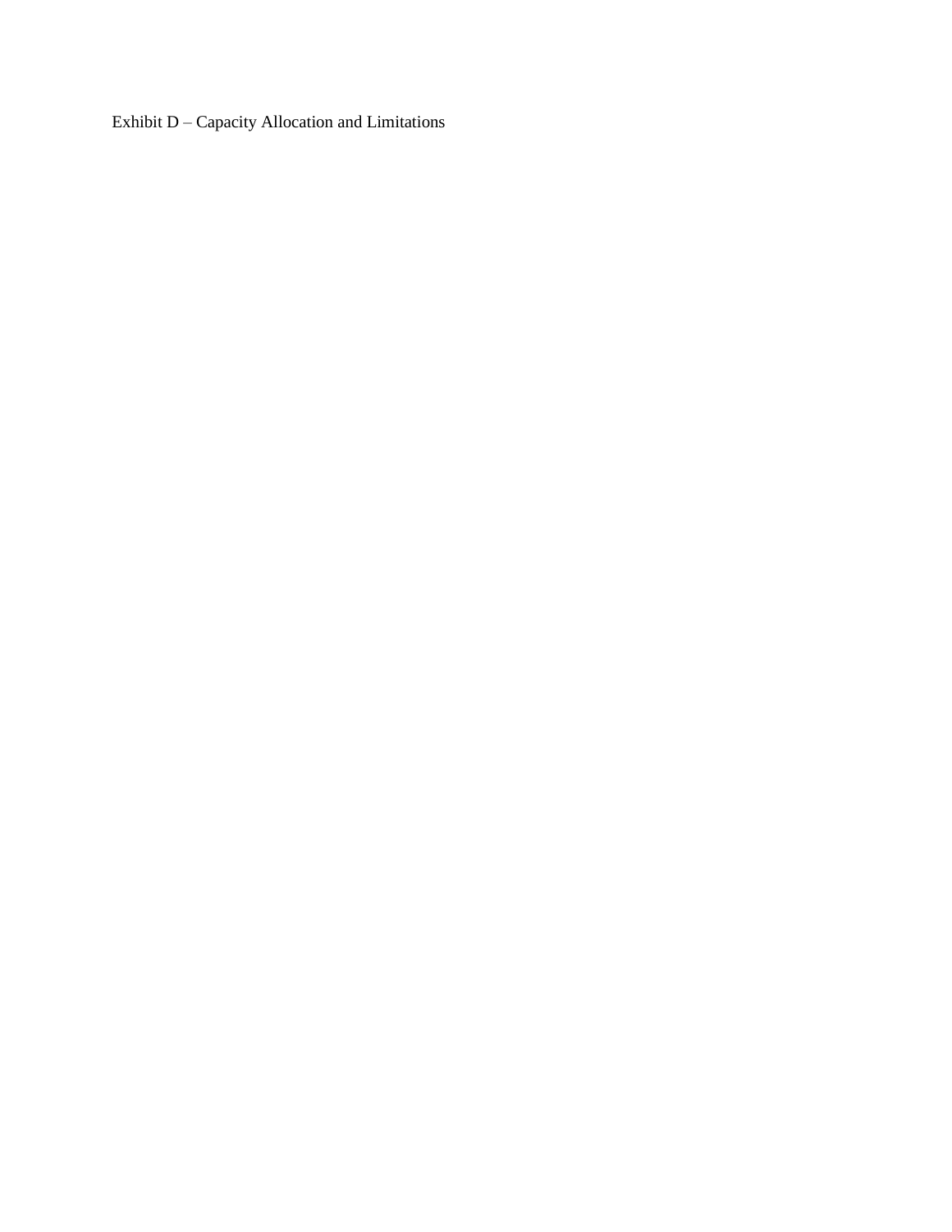Exhibit D – Capacity Allocation and Limitations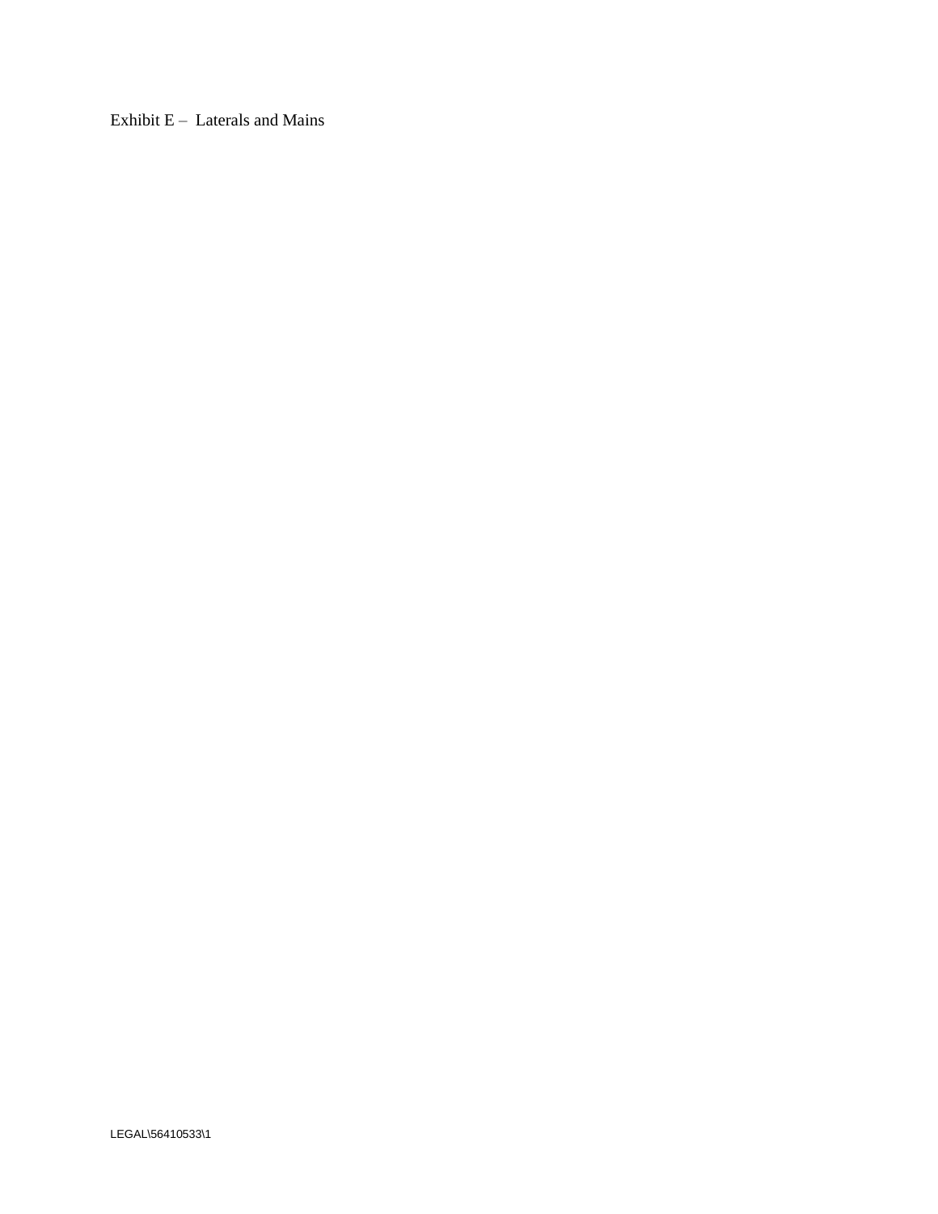Exhibit E – Laterals and Mains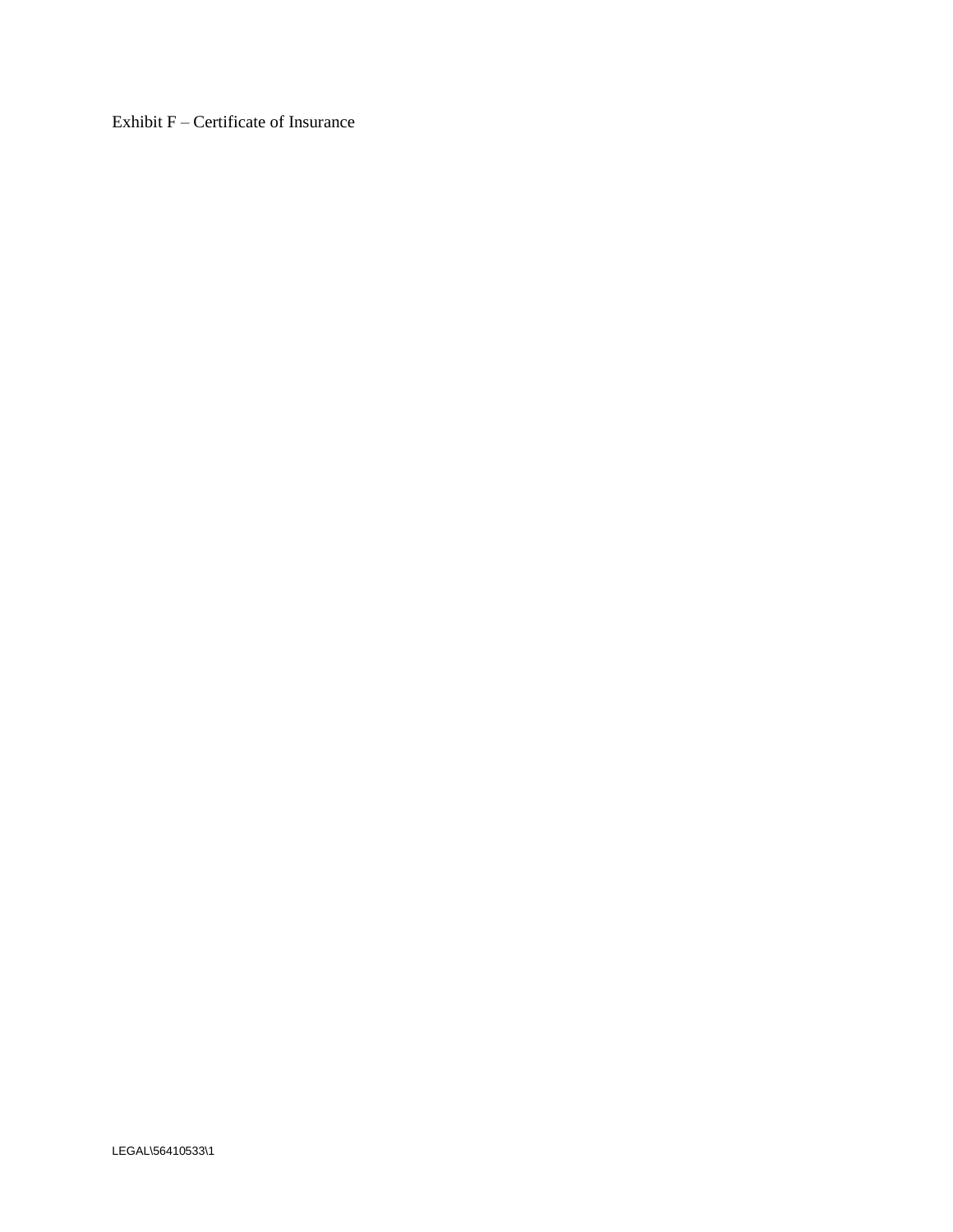Exhibit F – Certificate of Insurance

LEGAL\56410533\1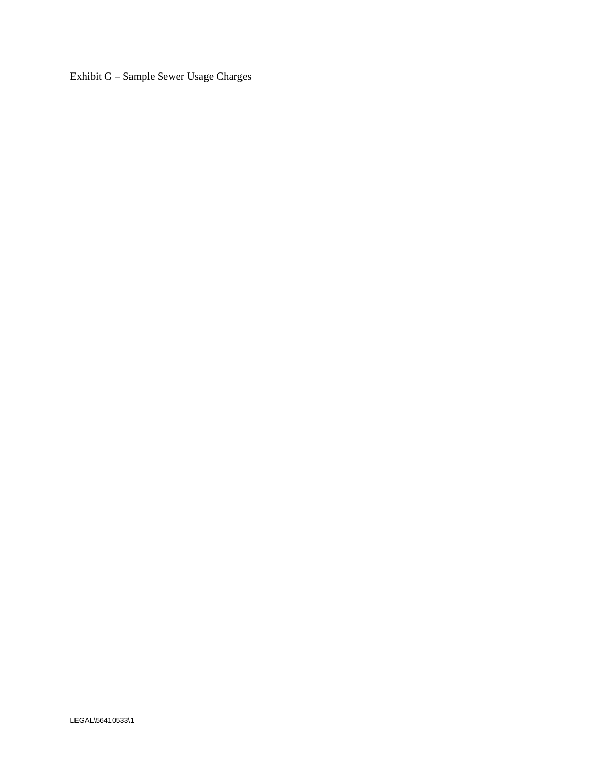Exhibit G – Sample Sewer Usage Charges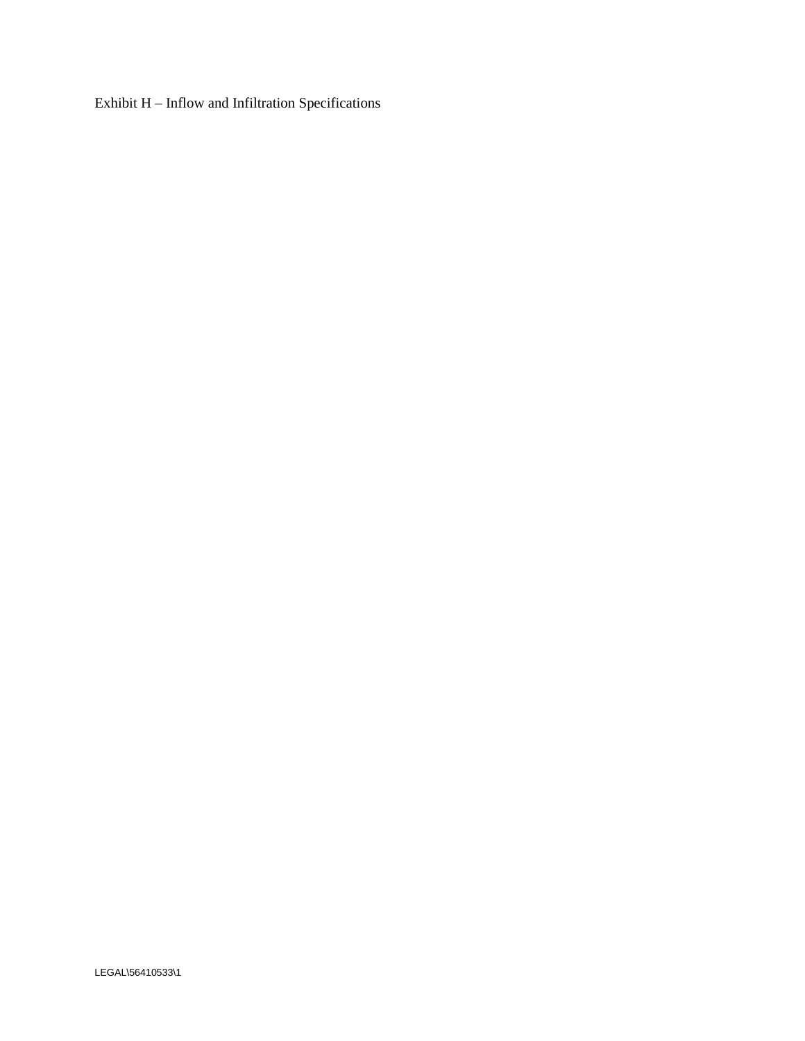Exhibit H – Inflow and Infiltration Specifications